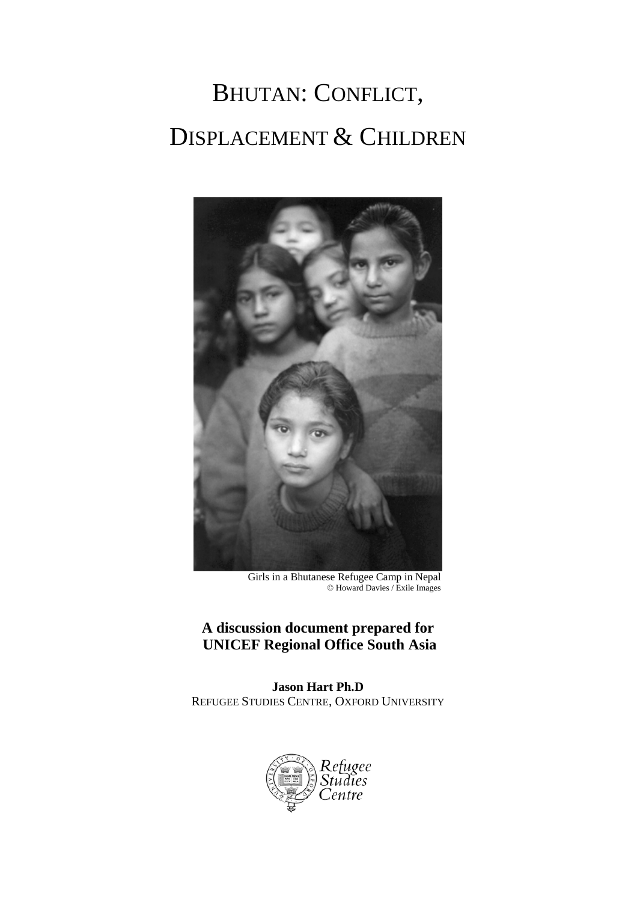# BHUTAN: CONFLICT, DISPLACEMENT & CHILDREN

Girls in a Bhutanese Refugee Camp in Nepal
© Howard Davies / Exile Images

**A discussion document prepared for UNICEF Regional Office South Asia**

**Jason Hart Ph.D**
REFUGEE STUDIES CENTRE, OXFORD UNIVERSITY

Refugee Studies Centre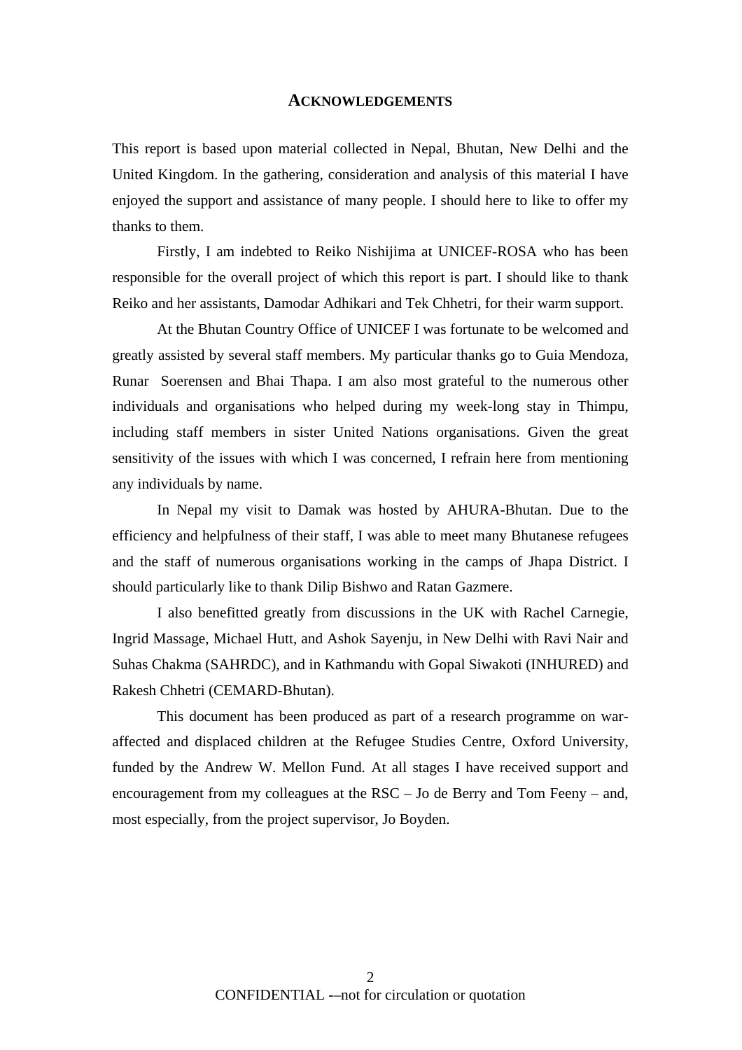## ACKNOWLEDGEMENTS

This report is based upon material collected in Nepal, Bhutan, New Delhi and the United Kingdom. In the gathering, consideration and analysis of this material I have enjoyed the support and assistance of many people. I should here to like to offer my thanks to them.

Firstly, I am indebted to Reiko Nishijima at UNICEF-ROSA who has been responsible for the overall project of which this report is part. I should like to thank Reiko and her assistants, Damodar Adhikari and Tek Chhetri, for their warm support.

At the Bhutan Country Office of UNICEF I was fortunate to be welcomed and greatly assisted by several staff members. My particular thanks go to Guia Mendoza, Runar Soerensen and Bhai Thapa. I am also most grateful to the numerous other individuals and organisations who helped during my week-long stay in Thimpu, including staff members in sister United Nations organisations. Given the great sensitivity of the issues with which I was concerned, I refrain here from mentioning any individuals by name.

In Nepal my visit to Damak was hosted by AHURA-Bhutan. Due to the efficiency and helpfulness of their staff, I was able to meet many Bhutanese refugees and the staff of numerous organisations working in the camps of Jhapa District. I should particularly like to thank Dilip Bishwo and Ratan Gazmere.

I also benefitted greatly from discussions in the UK with Rachel Carnegie, Ingrid Massage, Michael Hutt, and Ashok Sayenju, in New Delhi with Ravi Nair and Suhas Chakma (SAHRDC), and in Kathmandu with Gopal Siwakoti (INHURED) and Rakesh Chhetri (CEMARD-Bhutan).

This document has been produced as part of a research programme on war-affected and displaced children at the Refugee Studies Centre, Oxford University, funded by the Andrew W. Mellon Fund. At all stages I have received support and encouragement from my colleagues at the RSC – Jo de Berry and Tom Feeny – and, most especially, from the project supervisor, Jo Boyden.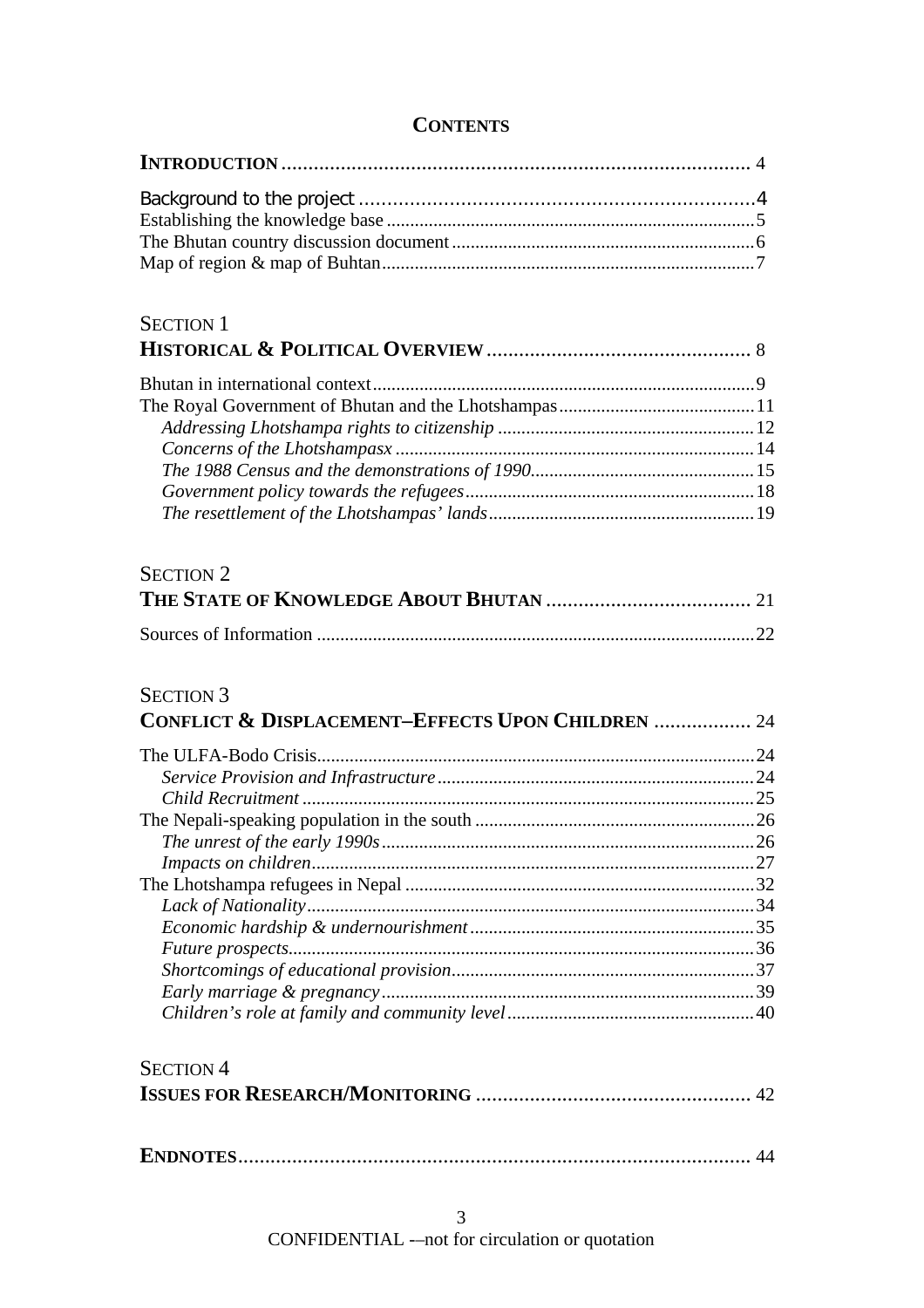# CONTENTS

**INTRODUCTION** ........................................................................................ 4

Background to the project ........................................................................4
Establishing the knowledge base ..............................................................5
The Bhutan country discussion document ................................................6
Map of region & map of Buhtan ...............................................................7

SECTION 1
**HISTORICAL & POLITICAL OVERVIEW** ................................................ 8

Bhutan in international context .................................................................9
The Royal Government of Bhutan and the Lhotshampas .........................11
*Addressing Lhotshampa rights to citizenship* ......................................12
*Concerns of the Lhotshampasx* ............................................................14
*The 1988 Census and the demonstrations of 1990* ...............................15
*Government policy towards the refugees* .............................................18
*The resettlement of the Lhotshampas' lands* ........................................19

SECTION 2
**THE STATE OF KNOWLEDGE ABOUT BHUTAN** ..................................... 21

Sources of Information ............................................................................22

SECTION 3
**CONFLICT & DISPLACEMENT–EFFECTS UPON CHILDREN** ................. 24

The ULFA-Bodo Crisis .............................................................................24
*Service Provision and Infrastructure* ....................................................24
*Child Recruitment* .................................................................................25
The Nepali-speaking population in the south ...........................................26
*The unrest of the early 1990s* ...............................................................26
*Impacts on children* ..............................................................................27
The Lhotshampa refugees in Nepal ..........................................................32
*Lack of Nationality* ...............................................................................34
*Economic hardship & undernourishment* .............................................35
*Future prospects* ...................................................................................36
*Shortcomings of educational provision* ................................................37
*Early marriage & pregnancy* ................................................................39
*Children's role at family and community level* .....................................40

SECTION 4
**ISSUES FOR RESEARCH/MONITORING** .................................................. 42

**ENDNOTES** .............................................................................................. 44

CONFIDENTIAL -–not for circulation or quotation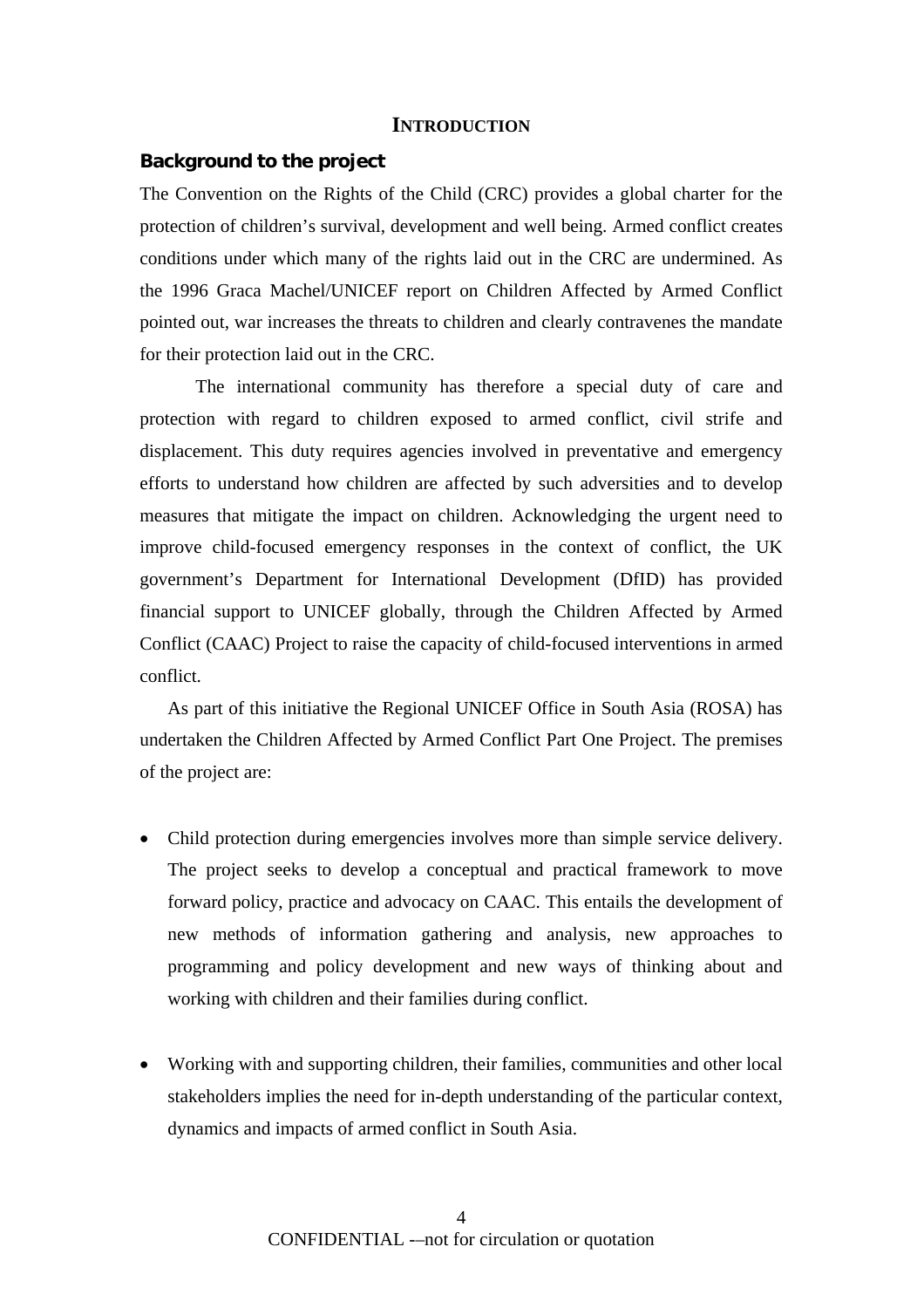## INTRODUCTION

### Background to the project

The Convention on the Rights of the Child (CRC) provides a global charter for the protection of children's survival, development and well being. Armed conflict creates conditions under which many of the rights laid out in the CRC are undermined. As the 1996 Graca Machel/UNICEF report on Children Affected by Armed Conflict pointed out, war increases the threats to children and clearly contravenes the mandate for their protection laid out in the CRC.

The international community has therefore a special duty of care and protection with regard to children exposed to armed conflict, civil strife and displacement. This duty requires agencies involved in preventative and emergency efforts to understand how children are affected by such adversities and to develop measures that mitigate the impact on children. Acknowledging the urgent need to improve child-focused emergency responses in the context of conflict, the UK government's Department for International Development (DfID) has provided financial support to UNICEF globally, through the Children Affected by Armed Conflict (CAAC) Project to raise the capacity of child-focused interventions in armed conflict.

As part of this initiative the Regional UNICEF Office in South Asia (ROSA) has undertaken the Children Affected by Armed Conflict Part One Project. The premises of the project are:

- Child protection during emergencies involves more than simple service delivery. The project seeks to develop a conceptual and practical framework to move forward policy, practice and advocacy on CAAC. This entails the development of new methods of information gathering and analysis, new approaches to programming and policy development and new ways of thinking about and working with children and their families during conflict.

- Working with and supporting children, their families, communities and other local stakeholders implies the need for in-depth understanding of the particular context, dynamics and impacts of armed conflict in South Asia.

CONFIDENTIAL -–not for circulation or quotation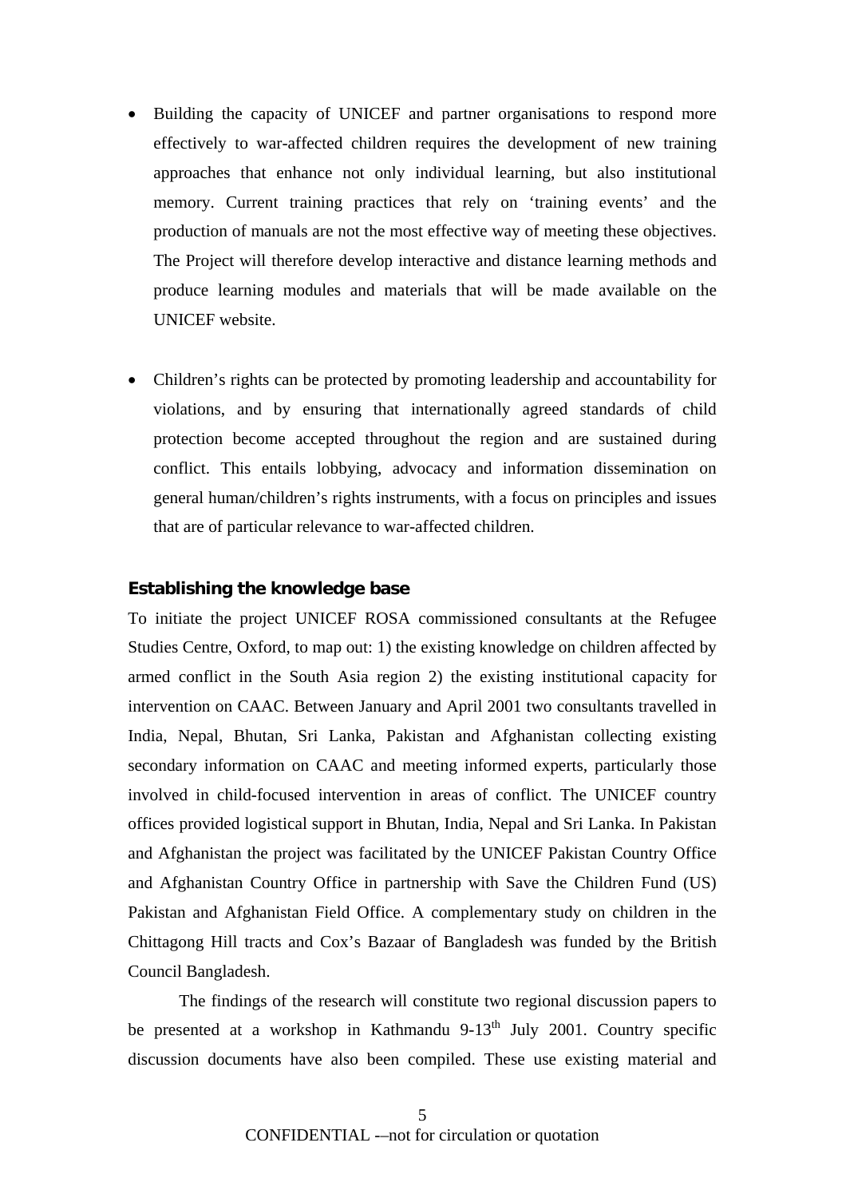- Building the capacity of UNICEF and partner organisations to respond more effectively to war-affected children requires the development of new training approaches that enhance not only individual learning, but also institutional memory. Current training practices that rely on 'training events' and the production of manuals are not the most effective way of meeting these objectives. The Project will therefore develop interactive and distance learning methods and produce learning modules and materials that will be made available on the UNICEF website.

- Children's rights can be protected by promoting leadership and accountability for violations, and by ensuring that internationally agreed standards of child protection become accepted throughout the region and are sustained during conflict. This entails lobbying, advocacy and information dissemination on general human/children's rights instruments, with a focus on principles and issues that are of particular relevance to war-affected children.

### Establishing the knowledge base

To initiate the project UNICEF ROSA commissioned consultants at the Refugee Studies Centre, Oxford, to map out: 1) the existing knowledge on children affected by armed conflict in the South Asia region 2) the existing institutional capacity for intervention on CAAC. Between January and April 2001 two consultants travelled in India, Nepal, Bhutan, Sri Lanka, Pakistan and Afghanistan collecting existing secondary information on CAAC and meeting informed experts, particularly those involved in child-focused intervention in areas of conflict. The UNICEF country offices provided logistical support in Bhutan, India, Nepal and Sri Lanka. In Pakistan and Afghanistan the project was facilitated by the UNICEF Pakistan Country Office and Afghanistan Country Office in partnership with Save the Children Fund (US) Pakistan and Afghanistan Field Office. A complementary study on children in the Chittagong Hill tracts and Cox's Bazaar of Bangladesh was funded by the British Council Bangladesh.

The findings of the research will constitute two regional discussion papers to be presented at a workshop in Kathmandu 9-13th July 2001. Country specific discussion documents have also been compiled. These use existing material and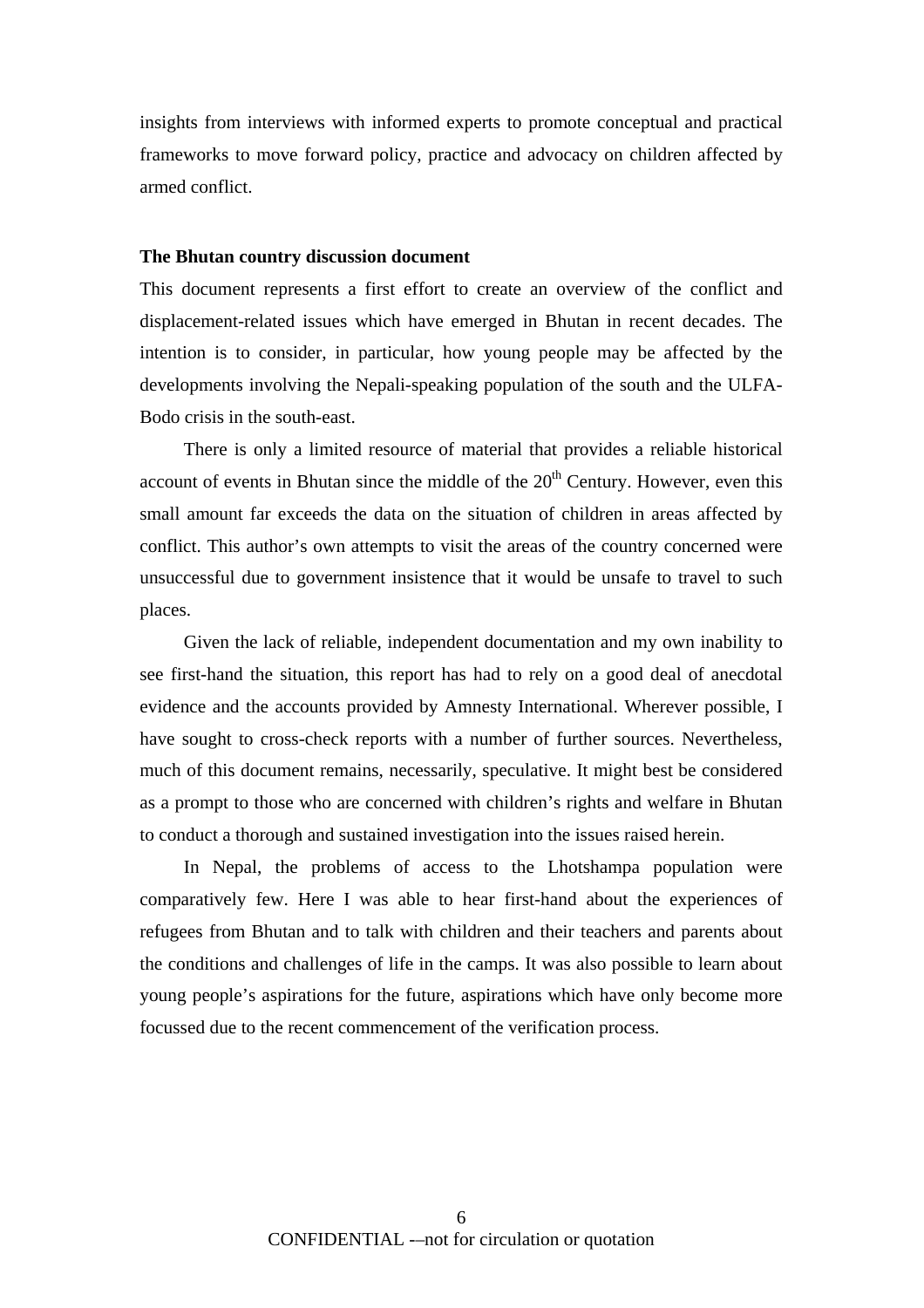insights from interviews with informed experts to promote conceptual and practical frameworks to move forward policy, practice and advocacy on children affected by armed conflict.

**The Bhutan country discussion document**

This document represents a first effort to create an overview of the conflict and displacement-related issues which have emerged in Bhutan in recent decades. The intention is to consider, in particular, how young people may be affected by the developments involving the Nepali-speaking population of the south and the ULFA-Bodo crisis in the south-east.

There is only a limited resource of material that provides a reliable historical account of events in Bhutan since the middle of the 20th Century. However, even this small amount far exceeds the data on the situation of children in areas affected by conflict. This author's own attempts to visit the areas of the country concerned were unsuccessful due to government insistence that it would be unsafe to travel to such places.

Given the lack of reliable, independent documentation and my own inability to see first-hand the situation, this report has had to rely on a good deal of anecdotal evidence and the accounts provided by Amnesty International. Wherever possible, I have sought to cross-check reports with a number of further sources. Nevertheless, much of this document remains, necessarily, speculative. It might best be considered as a prompt to those who are concerned with children's rights and welfare in Bhutan to conduct a thorough and sustained investigation into the issues raised herein.

In Nepal, the problems of access to the Lhotshampa population were comparatively few. Here I was able to hear first-hand about the experiences of refugees from Bhutan and to talk with children and their teachers and parents about the conditions and challenges of life in the camps. It was also possible to learn about young people's aspirations for the future, aspirations which have only become more focussed due to the recent commencement of the verification process.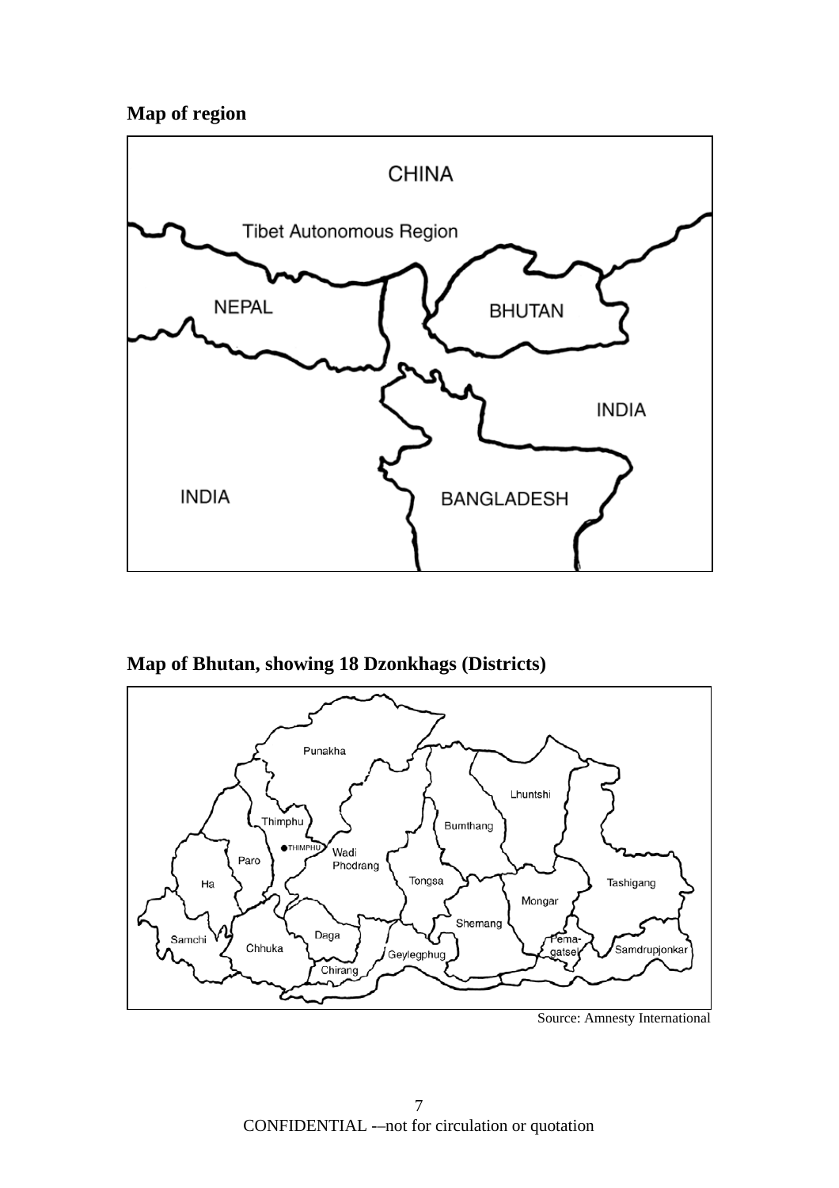**Map of region**

**Map of Bhutan, showing 18 Dzonkhags (Districts)**

Source: Amnesty International

CONFIDENTIAL -–not for circulation or quotation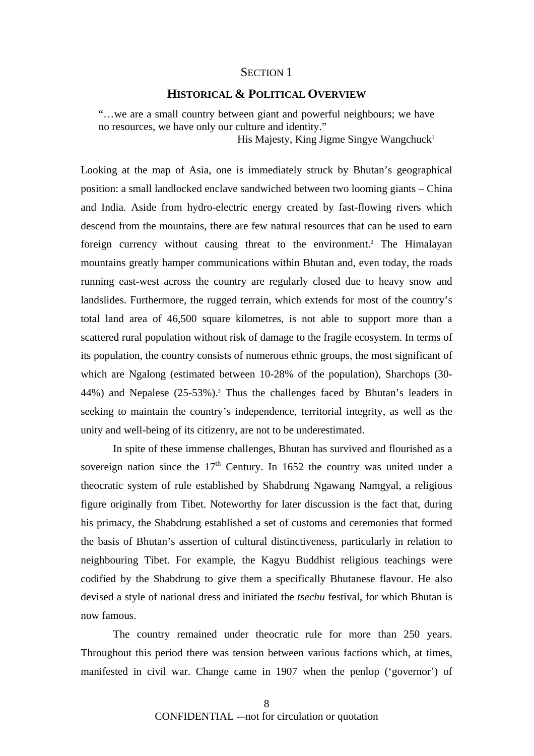## SECTION 1

## HISTORICAL & POLITICAL OVERVIEW

> "…we are a small country between giant and powerful neighbours; we have no resources, we have only our culture and identity."
>
> His Majesty, King Jigme Singye Wangchuck[1]

Looking at the map of Asia, one is immediately struck by Bhutan's geographical position: a small landlocked enclave sandwiched between two looming giants – China and India. Aside from hydro-electric energy created by fast-flowing rivers which descend from the mountains, there are few natural resources that can be used to earn foreign currency without causing threat to the environment.[2] The Himalayan mountains greatly hamper communications within Bhutan and, even today, the roads running east-west across the country are regularly closed due to heavy snow and landslides. Furthermore, the rugged terrain, which extends for most of the country's total land area of 46,500 square kilometres, is not able to support more than a scattered rural population without risk of damage to the fragile ecosystem. In terms of its population, the country consists of numerous ethnic groups, the most significant of which are Ngalong (estimated between 10-28% of the population), Sharchops (30-44%) and Nepalese (25-53%).[3] Thus the challenges faced by Bhutan's leaders in seeking to maintain the country's independence, territorial integrity, as well as the unity and well-being of its citizenry, are not to be underestimated.

In spite of these immense challenges, Bhutan has survived and flourished as a sovereign nation since the 17th Century. In 1652 the country was united under a theocratic system of rule established by Shabdrung Ngawang Namgyal, a religious figure originally from Tibet. Noteworthy for later discussion is the fact that, during his primacy, the Shabdrung established a set of customs and ceremonies that formed the basis of Bhutan's assertion of cultural distinctiveness, particularly in relation to neighbouring Tibet. For example, the Kagyu Buddhist religious teachings were codified by the Shabdrung to give them a specifically Bhutanese flavour. He also devised a style of national dress and initiated the *tsechu* festival, for which Bhutan is now famous.

The country remained under theocratic rule for more than 250 years. Throughout this period there was tension between various factions which, at times, manifested in civil war. Change came in 1907 when the penlop ('governor') of

CONFIDENTIAL -–not for circulation or quotation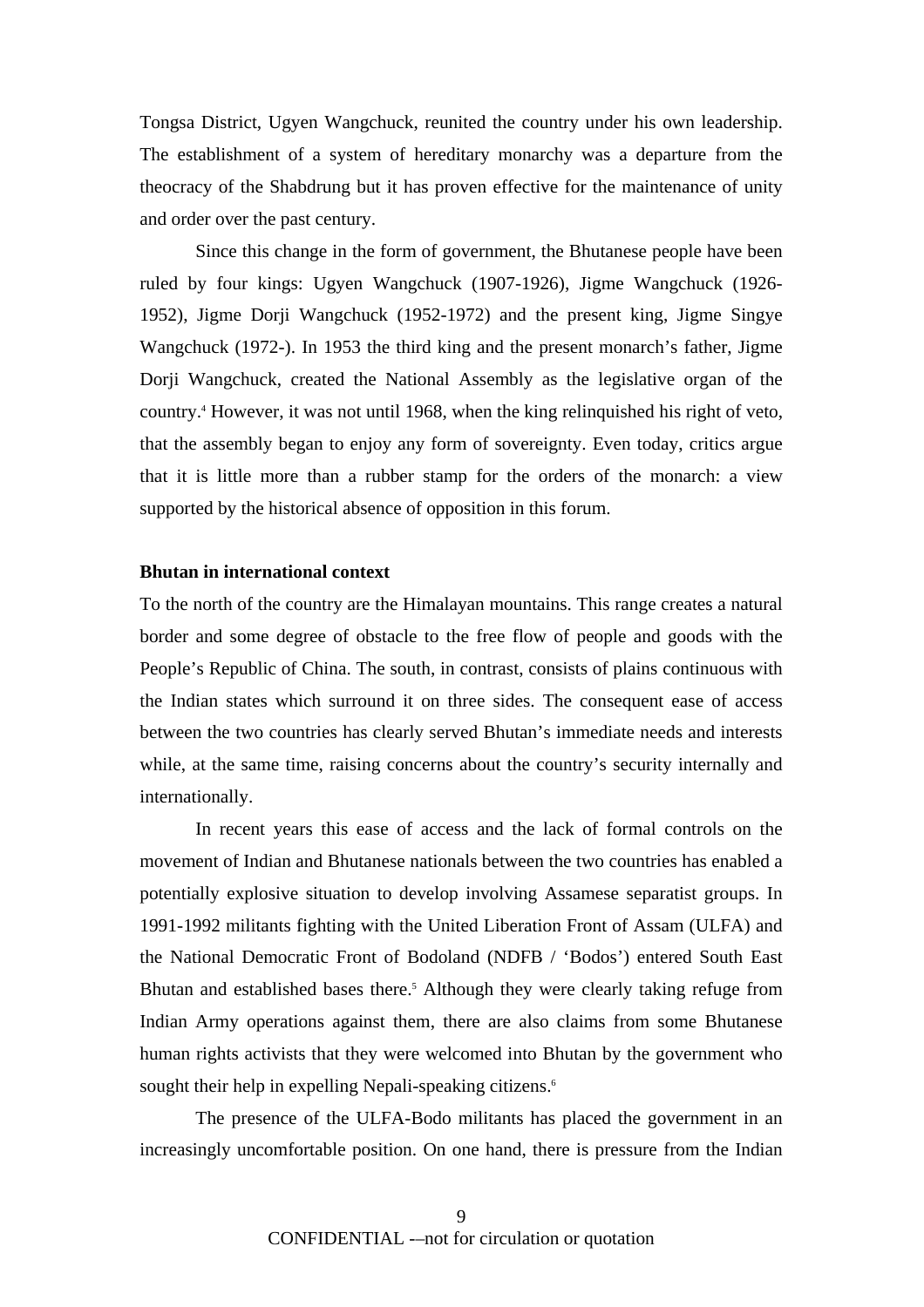Tongsa District, Ugyen Wangchuck, reunited the country under his own leadership. The establishment of a system of hereditary monarchy was a departure from the theocracy of the Shabdrung but it has proven effective for the maintenance of unity and order over the past century.

Since this change in the form of government, the Bhutanese people have been ruled by four kings: Ugyen Wangchuck (1907-1926), Jigme Wangchuck (1926-1952), Jigme Dorji Wangchuck (1952-1972) and the present king, Jigme Singye Wangchuck (1972-). In 1953 the third king and the present monarch's father, Jigme Dorji Wangchuck, created the National Assembly as the legislative organ of the country.[4] However, it was not until 1968, when the king relinquished his right of veto, that the assembly began to enjoy any form of sovereignty. Even today, critics argue that it is little more than a rubber stamp for the orders of the monarch: a view supported by the historical absence of opposition in this forum.

**Bhutan in international context**

To the north of the country are the Himalayan mountains. This range creates a natural border and some degree of obstacle to the free flow of people and goods with the People's Republic of China. The south, in contrast, consists of plains continuous with the Indian states which surround it on three sides. The consequent ease of access between the two countries has clearly served Bhutan's immediate needs and interests while, at the same time, raising concerns about the country's security internally and internationally.

In recent years this ease of access and the lack of formal controls on the movement of Indian and Bhutanese nationals between the two countries has enabled a potentially explosive situation to develop involving Assamese separatist groups. In 1991-1992 militants fighting with the United Liberation Front of Assam (ULFA) and the National Democratic Front of Bodoland (NDFB / 'Bodos') entered South East Bhutan and established bases there.[5] Although they were clearly taking refuge from Indian Army operations against them, there are also claims from some Bhutanese human rights activists that they were welcomed into Bhutan by the government who sought their help in expelling Nepali-speaking citizens.[6]

The presence of the ULFA-Bodo militants has placed the government in an increasingly uncomfortable position. On one hand, there is pressure from the Indian

CONFIDENTIAL -–not for circulation or quotation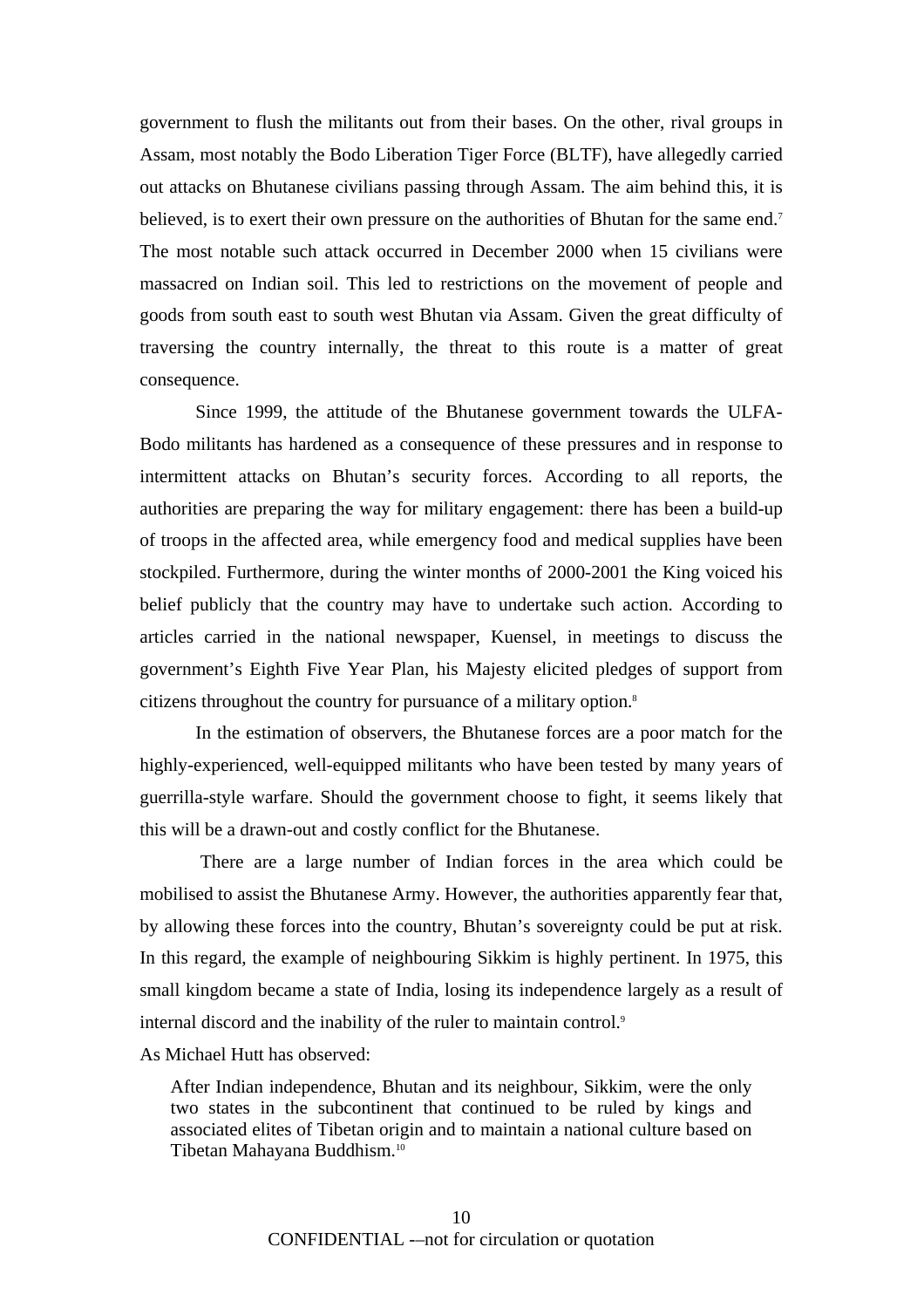government to flush the militants out from their bases. On the other, rival groups in Assam, most notably the Bodo Liberation Tiger Force (BLTF), have allegedly carried out attacks on Bhutanese civilians passing through Assam. The aim behind this, it is believed, is to exert their own pressure on the authorities of Bhutan for the same end.[7] The most notable such attack occurred in December 2000 when 15 civilians were massacred on Indian soil. This led to restrictions on the movement of people and goods from south east to south west Bhutan via Assam. Given the great difficulty of traversing the country internally, the threat to this route is a matter of great consequence.

Since 1999, the attitude of the Bhutanese government towards the ULFA-Bodo militants has hardened as a consequence of these pressures and in response to intermittent attacks on Bhutan's security forces. According to all reports, the authorities are preparing the way for military engagement: there has been a build-up of troops in the affected area, while emergency food and medical supplies have been stockpiled. Furthermore, during the winter months of 2000-2001 the King voiced his belief publicly that the country may have to undertake such action. According to articles carried in the national newspaper, Kuensel, in meetings to discuss the government's Eighth Five Year Plan, his Majesty elicited pledges of support from citizens throughout the country for pursuance of a military option.[8]

In the estimation of observers, the Bhutanese forces are a poor match for the highly-experienced, well-equipped militants who have been tested by many years of guerrilla-style warfare. Should the government choose to fight, it seems likely that this will be a drawn-out and costly conflict for the Bhutanese.

There are a large number of Indian forces in the area which could be mobilised to assist the Bhutanese Army. However, the authorities apparently fear that, by allowing these forces into the country, Bhutan's sovereignty could be put at risk. In this regard, the example of neighbouring Sikkim is highly pertinent. In 1975, this small kingdom became a state of India, losing its independence largely as a result of internal discord and the inability of the ruler to maintain control.[9]

As Michael Hutt has observed:

> After Indian independence, Bhutan and its neighbour, Sikkim, were the only two states in the subcontinent that continued to be ruled by kings and associated elites of Tibetan origin and to maintain a national culture based on Tibetan Mahayana Buddhism.[10]

CONFIDENTIAL –-not for circulation or quotation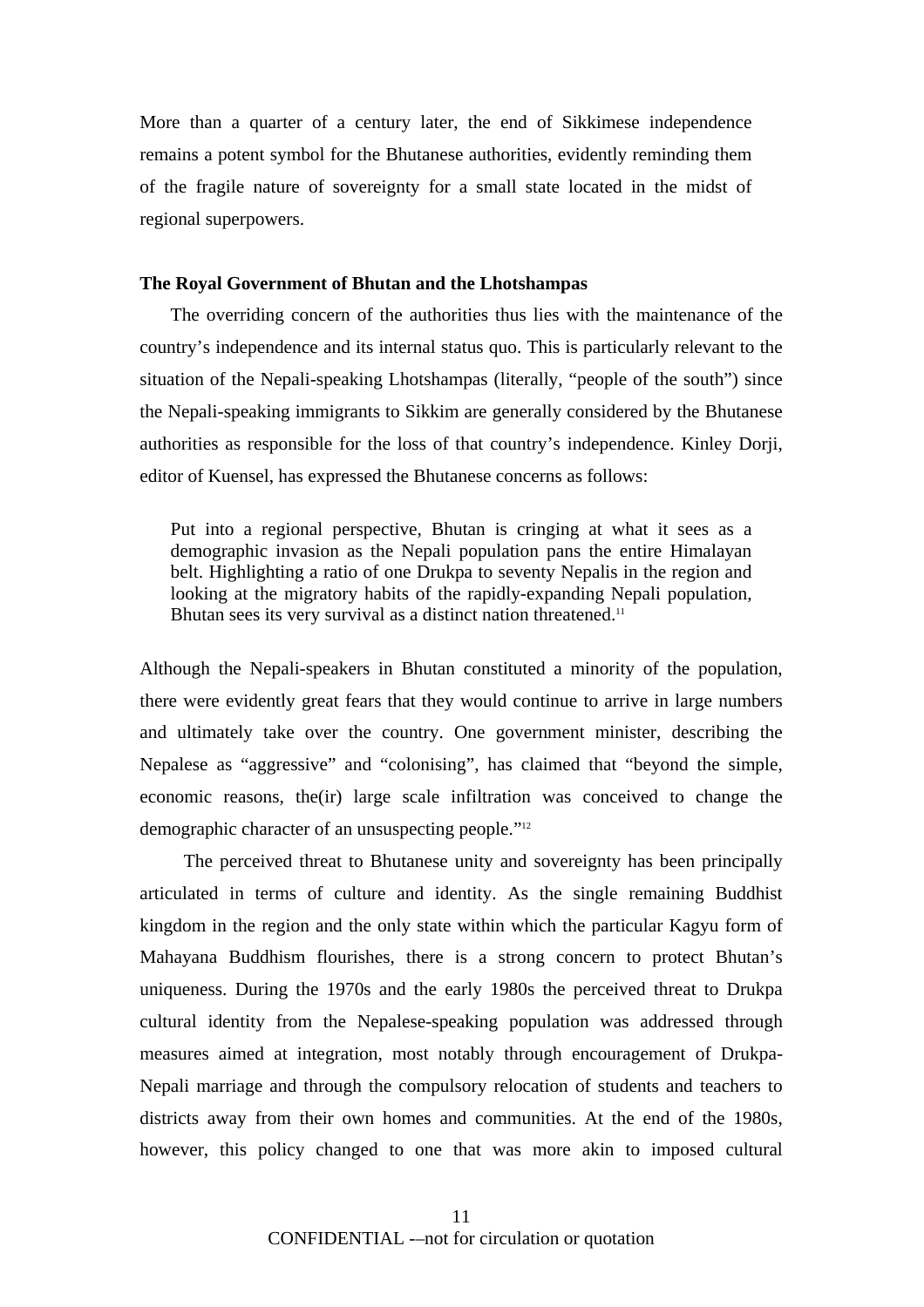More than a quarter of a century later, the end of Sikkimese independence remains a potent symbol for the Bhutanese authorities, evidently reminding them of the fragile nature of sovereignty for a small state located in the midst of regional superpowers.

**The Royal Government of Bhutan and the Lhotshampas**

The overriding concern of the authorities thus lies with the maintenance of the country's independence and its internal status quo. This is particularly relevant to the situation of the Nepali-speaking Lhotshampas (literally, "people of the south") since the Nepali-speaking immigrants to Sikkim are generally considered by the Bhutanese authorities as responsible for the loss of that country's independence. Kinley Dorji, editor of Kuensel, has expressed the Bhutanese concerns as follows:

> Put into a regional perspective, Bhutan is cringing at what it sees as a demographic invasion as the Nepali population pans the entire Himalayan belt. Highlighting a ratio of one Drukpa to seventy Nepalis in the region and looking at the migratory habits of the rapidly-expanding Nepali population, Bhutan sees its very survival as a distinct nation threatened.[11]

Although the Nepali-speakers in Bhutan constituted a minority of the population, there were evidently great fears that they would continue to arrive in large numbers and ultimately take over the country. One government minister, describing the Nepalese as "aggressive" and "colonising", has claimed that "beyond the simple, economic reasons, the(ir) large scale infiltration was conceived to change the demographic character of an unsuspecting people."[12]

The perceived threat to Bhutanese unity and sovereignty has been principally articulated in terms of culture and identity. As the single remaining Buddhist kingdom in the region and the only state within which the particular Kagyu form of Mahayana Buddhism flourishes, there is a strong concern to protect Bhutan's uniqueness. During the 1970s and the early 1980s the perceived threat to Drukpa cultural identity from the Nepalese-speaking population was addressed through measures aimed at integration, most notably through encouragement of Drukpa-Nepali marriage and through the compulsory relocation of students and teachers to districts away from their own homes and communities. At the end of the 1980s, however, this policy changed to one that was more akin to imposed cultural

CONFIDENTIAL -–not for circulation or quotation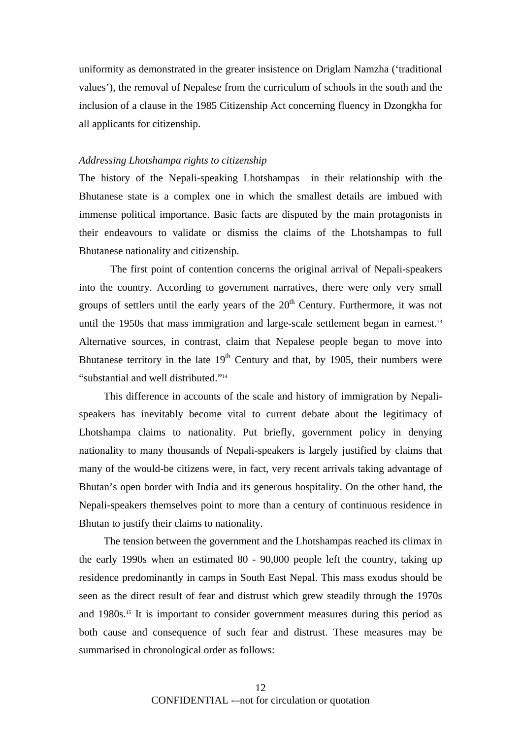uniformity as demonstrated in the greater insistence on Driglam Namzha ('traditional values'), the removal of Nepalese from the curriculum of schools in the south and the inclusion of a clause in the 1985 Citizenship Act concerning fluency in Dzongkha for all applicants for citizenship.

*Addressing Lhotshampa rights to citizenship*

The history of the Nepali-speaking Lhotshampas in their relationship with the Bhutanese state is a complex one in which the smallest details are imbued with immense political importance. Basic facts are disputed by the main protagonists in their endeavours to validate or dismiss the claims of the Lhotshampas to full Bhutanese nationality and citizenship.

The first point of contention concerns the original arrival of Nepali-speakers into the country. According to government narratives, there were only very small groups of settlers until the early years of the 20th Century. Furthermore, it was not until the 1950s that mass immigration and large-scale settlement began in earnest.[13] Alternative sources, in contrast, claim that Nepalese people began to move into Bhutanese territory in the late 19th Century and that, by 1905, their numbers were "substantial and well distributed."[14]

This difference in accounts of the scale and history of immigration by Nepali-speakers has inevitably become vital to current debate about the legitimacy of Lhotshampa claims to nationality. Put briefly, government policy in denying nationality to many thousands of Nepali-speakers is largely justified by claims that many of the would-be citizens were, in fact, very recent arrivals taking advantage of Bhutan's open border with India and its generous hospitality. On the other hand, the Nepali-speakers themselves point to more than a century of continuous residence in Bhutan to justify their claims to nationality.

The tension between the government and the Lhotshampas reached its climax in the early 1990s when an estimated 80 - 90,000 people left the country, taking up residence predominantly in camps in South East Nepal. This mass exodus should be seen as the direct result of fear and distrust which grew steadily through the 1970s and 1980s.[15] It is important to consider government measures during this period as both cause and consequence of such fear and distrust. These measures may be summarised in chronological order as follows:

CONFIDENTIAL -–not for circulation or quotation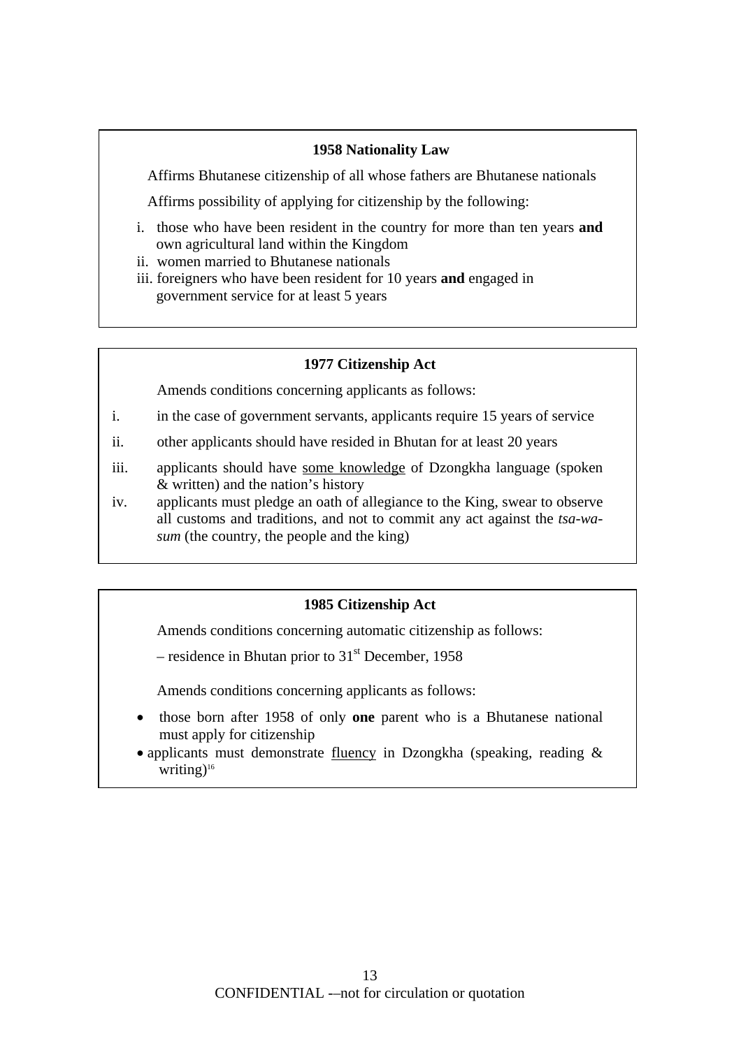**1958 Nationality Law**

Affirms Bhutanese citizenship of all whose fathers are Bhutanese nationals

Affirms possibility of applying for citizenship by the following:

i. those who have been resident in the country for more than ten years **and** own agricultural land within the Kingdom
ii. women married to Bhutanese nationals
iii. foreigners who have been resident for 10 years **and** engaged in government service for at least 5 years

**1977 Citizenship Act**

Amends conditions concerning applicants as follows:

i. in the case of government servants, applicants require 15 years of service
ii. other applicants should have resided in Bhutan for at least 20 years
iii. applicants should have <u>some knowledge</u> of Dzongkha language (spoken & written) and the nation's history
iv. applicants must pledge an oath of allegiance to the King, swear to observe all customs and traditions, and not to commit any act against the *tsa-wa-sum* (the country, the people and the king)

**1985 Citizenship Act**

Amends conditions concerning automatic citizenship as follows:

– residence in Bhutan prior to 31st December, 1958

Amends conditions concerning applicants as follows:

- those born after 1958 of only **one** parent who is a Bhutanese national must apply for citizenship
- applicants must demonstrate <u>fluency</u> in Dzongkha (speaking, reading & writing)[16]

CONFIDENTIAL -–not for circulation or quotation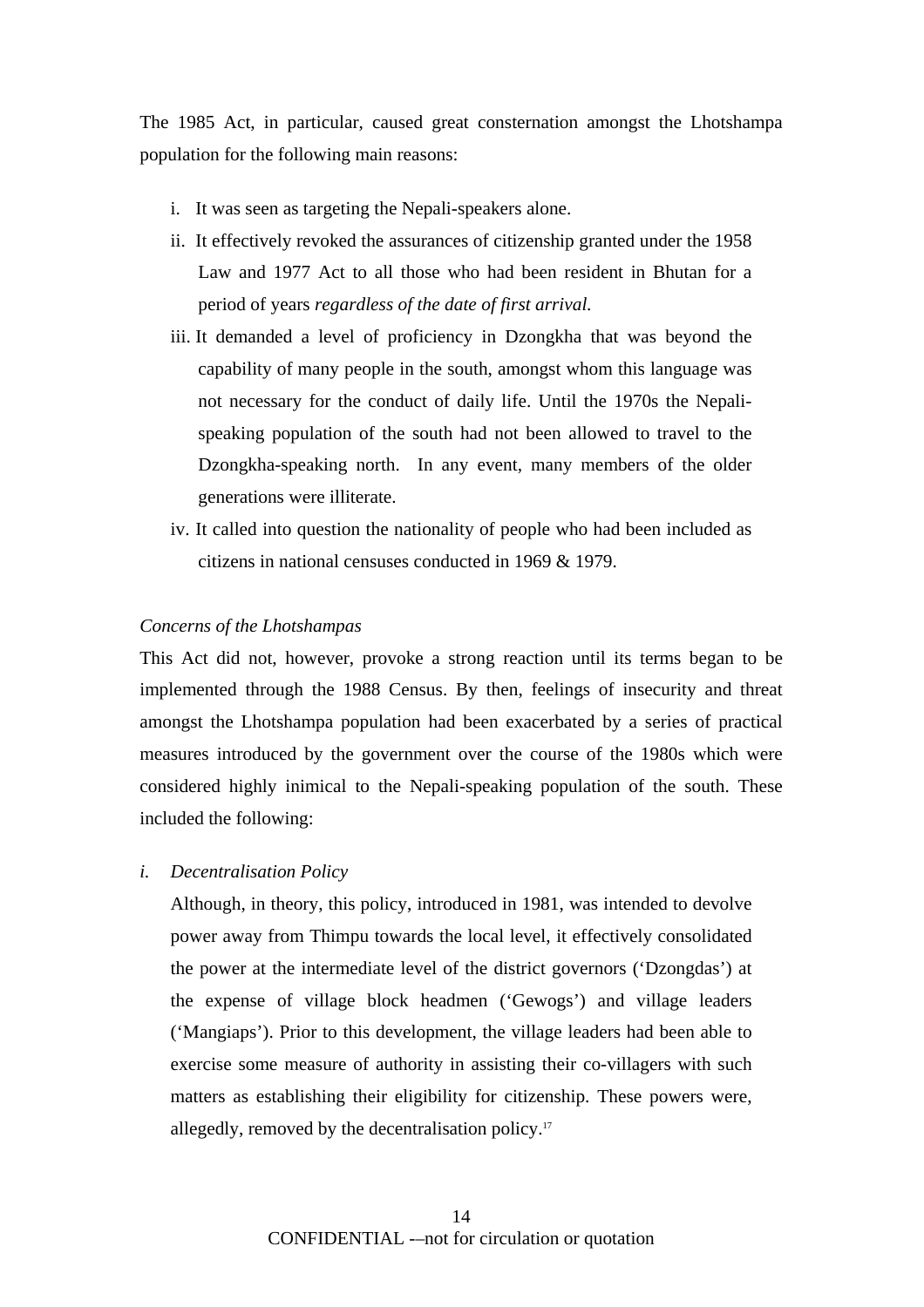The 1985 Act, in particular, caused great consternation amongst the Lhotshampa population for the following main reasons:

i. It was seen as targeting the Nepali-speakers alone.
ii. It effectively revoked the assurances of citizenship granted under the 1958 Law and 1977 Act to all those who had been resident in Bhutan for a period of years *regardless of the date of first arrival.*
iii. It demanded a level of proficiency in Dzongkha that was beyond the capability of many people in the south, amongst whom this language was not necessary for the conduct of daily life. Until the 1970s the Nepali-speaking population of the south had not been allowed to travel to the Dzongkha-speaking north. In any event, many members of the older generations were illiterate.
iv. It called into question the nationality of people who had been included as citizens in national censuses conducted in 1969 & 1979.

*Concerns of the Lhotshampas*

This Act did not, however, provoke a strong reaction until its terms began to be implemented through the 1988 Census. By then, feelings of insecurity and threat amongst the Lhotshampa population had been exacerbated by a series of practical measures introduced by the government over the course of the 1980s which were considered highly inimical to the Nepali-speaking population of the south. These included the following:

*i. Decentralisation Policy*

Although, in theory, this policy, introduced in 1981, was intended to devolve power away from Thimpu towards the local level, it effectively consolidated the power at the intermediate level of the district governors ('Dzongdas') at the expense of village block headmen ('Gewogs') and village leaders ('Mangiaps'). Prior to this development, the village leaders had been able to exercise some measure of authority in assisting their co-villagers with such matters as establishing their eligibility for citizenship. These powers were, allegedly, removed by the decentralisation policy.[17]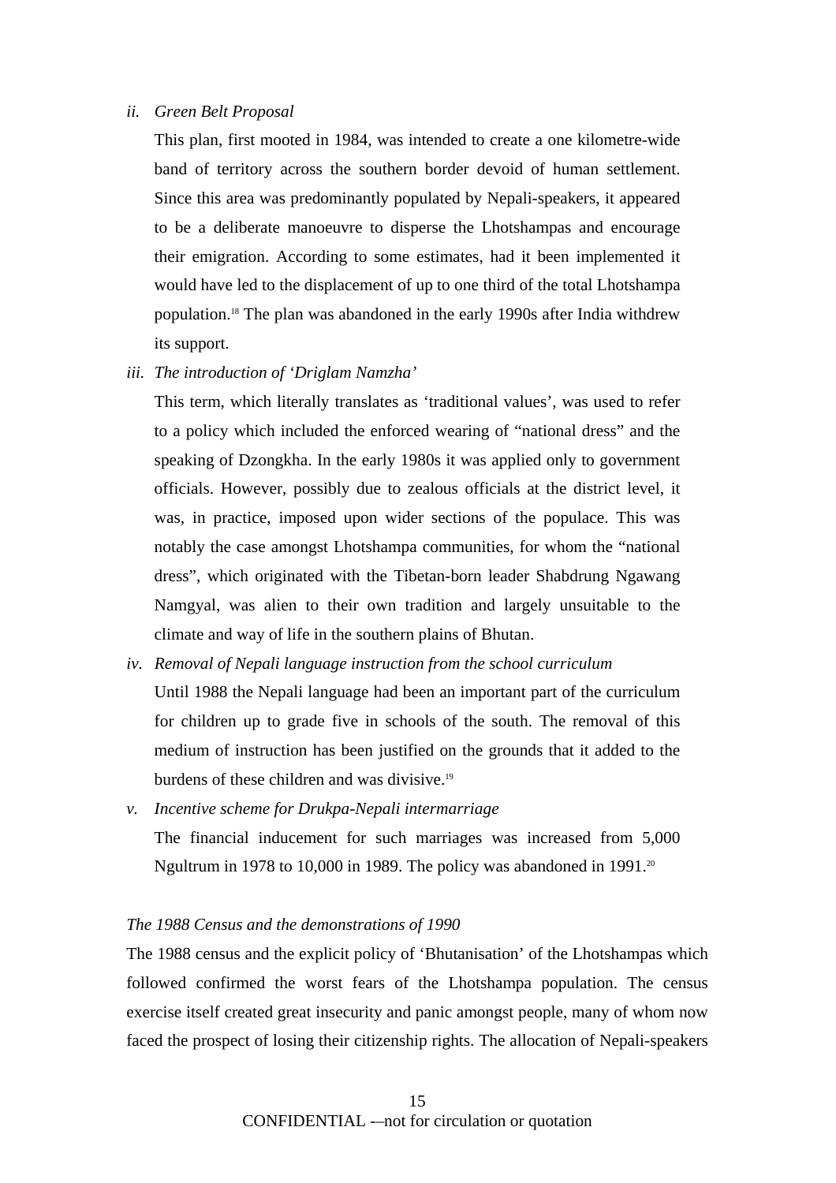ii. *Green Belt Proposal*

This plan, first mooted in 1984, was intended to create a one kilometre-wide band of territory across the southern border devoid of human settlement. Since this area was predominantly populated by Nepali-speakers, it appeared to be a deliberate manoeuvre to disperse the Lhotshampas and encourage their emigration. According to some estimates, had it been implemented it would have led to the displacement of up to one third of the total Lhotshampa population.[18] The plan was abandoned in the early 1990s after India withdrew its support.

iii. *The introduction of 'Driglam Namzha'*

This term, which literally translates as 'traditional values', was used to refer to a policy which included the enforced wearing of "national dress" and the speaking of Dzongkha. In the early 1980s it was applied only to government officials. However, possibly due to zealous officials at the district level, it was, in practice, imposed upon wider sections of the populace. This was notably the case amongst Lhotshampa communities, for whom the "national dress", which originated with the Tibetan-born leader Shabdrung Ngawang Namgyal, was alien to their own tradition and largely unsuitable to the climate and way of life in the southern plains of Bhutan.

iv. *Removal of Nepali language instruction from the school curriculum*

Until 1988 the Nepali language had been an important part of the curriculum for children up to grade five in schools of the south. The removal of this medium of instruction has been justified on the grounds that it added to the burdens of these children and was divisive.[19]

v. *Incentive scheme for Drukpa-Nepali intermarriage*

The financial inducement for such marriages was increased from 5,000 Ngultrum in 1978 to 10,000 in 1989. The policy was abandoned in 1991.[20]

*The 1988 Census and the demonstrations of 1990*

The 1988 census and the explicit policy of 'Bhutanisation' of the Lhotshampas which followed confirmed the worst fears of the Lhotshampa population. The census exercise itself created great insecurity and panic amongst people, many of whom now faced the prospect of losing their citizenship rights. The allocation of Nepali-speakers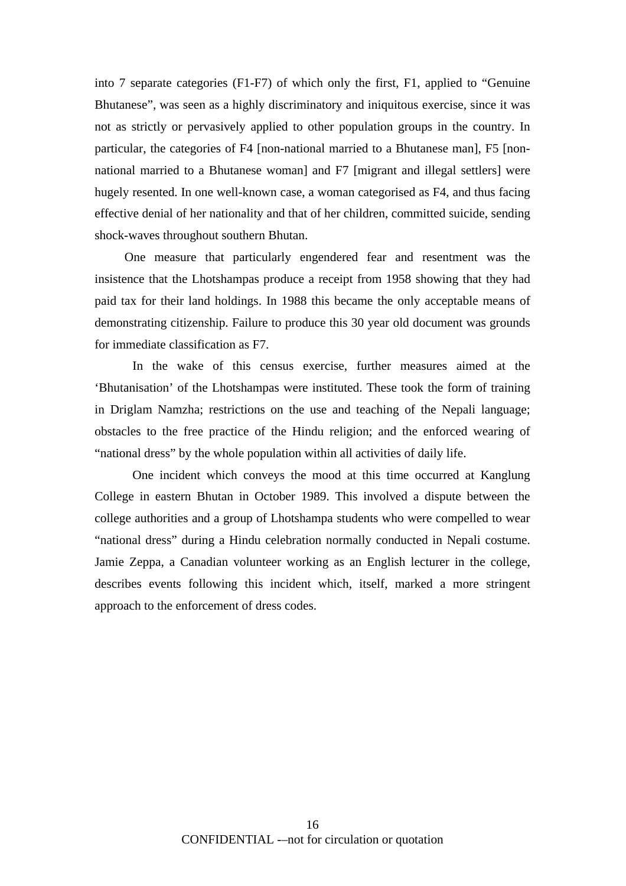into 7 separate categories (F1-F7) of which only the first, F1, applied to "Genuine Bhutanese", was seen as a highly discriminatory and iniquitous exercise, since it was not as strictly or pervasively applied to other population groups in the country. In particular, the categories of F4 [non-national married to a Bhutanese man], F5 [non-national married to a Bhutanese woman] and F7 [migrant and illegal settlers] were hugely resented. In one well-known case, a woman categorised as F4, and thus facing effective denial of her nationality and that of her children, committed suicide, sending shock-waves throughout southern Bhutan.

One measure that particularly engendered fear and resentment was the insistence that the Lhotshampas produce a receipt from 1958 showing that they had paid tax for their land holdings. In 1988 this became the only acceptable means of demonstrating citizenship. Failure to produce this 30 year old document was grounds for immediate classification as F7.

In the wake of this census exercise, further measures aimed at the 'Bhutanisation' of the Lhotshampas were instituted. These took the form of training in Driglam Namzha; restrictions on the use and teaching of the Nepali language; obstacles to the free practice of the Hindu religion; and the enforced wearing of "national dress" by the whole population within all activities of daily life.

One incident which conveys the mood at this time occurred at Kanglung College in eastern Bhutan in October 1989. This involved a dispute between the college authorities and a group of Lhotshampa students who were compelled to wear "national dress" during a Hindu celebration normally conducted in Nepali costume. Jamie Zeppa, a Canadian volunteer working as an English lecturer in the college, describes events following this incident which, itself, marked a more stringent approach to the enforcement of dress codes.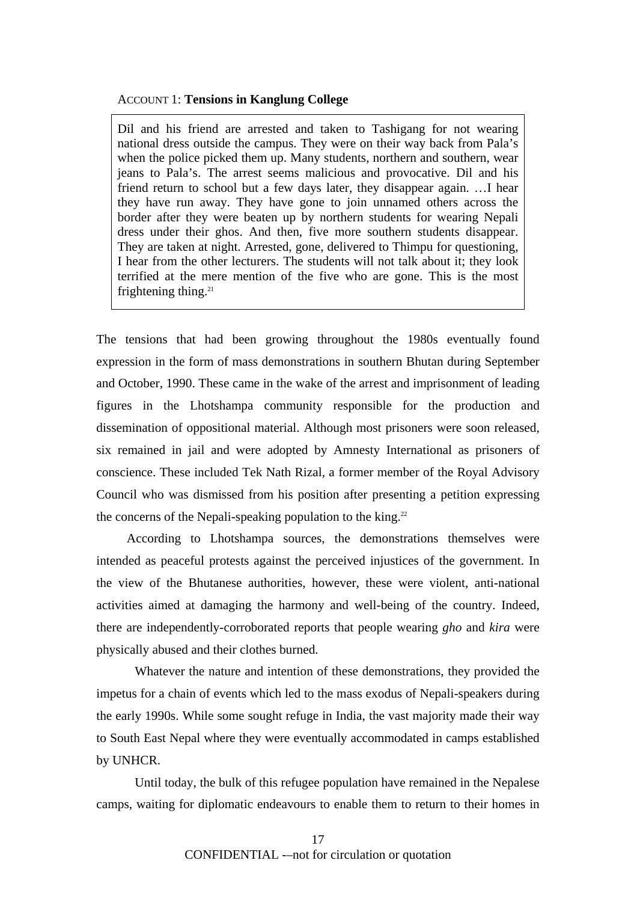ACCOUNT 1: **Tensions in Kanglung College**

> Dil and his friend are arrested and taken to Tashigang for not wearing national dress outside the campus. They were on their way back from Pala's when the police picked them up. Many students, northern and southern, wear jeans to Pala's. The arrest seems malicious and provocative. Dil and his friend return to school but a few days later, they disappear again. …I hear they have run away. They have gone to join unnamed others across the border after they were beaten up by northern students for wearing Nepali dress under their ghos. And then, five more southern students disappear. They are taken at night. Arrested, gone, delivered to Thimpu for questioning, I hear from the other lecturers. The students will not talk about it; they look terrified at the mere mention of the five who are gone. This is the most frightening thing.[21]

The tensions that had been growing throughout the 1980s eventually found expression in the form of mass demonstrations in southern Bhutan during September and October, 1990. These came in the wake of the arrest and imprisonment of leading figures in the Lhotshampa community responsible for the production and dissemination of oppositional material. Although most prisoners were soon released, six remained in jail and were adopted by Amnesty International as prisoners of conscience. These included Tek Nath Rizal, a former member of the Royal Advisory Council who was dismissed from his position after presenting a petition expressing the concerns of the Nepali-speaking population to the king.[22]

According to Lhotshampa sources, the demonstrations themselves were intended as peaceful protests against the perceived injustices of the government. In the view of the Bhutanese authorities, however, these were violent, anti-national activities aimed at damaging the harmony and well-being of the country. Indeed, there are independently-corroborated reports that people wearing *gho* and *kira* were physically abused and their clothes burned.

Whatever the nature and intention of these demonstrations, they provided the impetus for a chain of events which led to the mass exodus of Nepali-speakers during the early 1990s. While some sought refuge in India, the vast majority made their way to South East Nepal where they were eventually accommodated in camps established by UNHCR.

Until today, the bulk of this refugee population have remained in the Nepalese camps, waiting for diplomatic endeavours to enable them to return to their homes in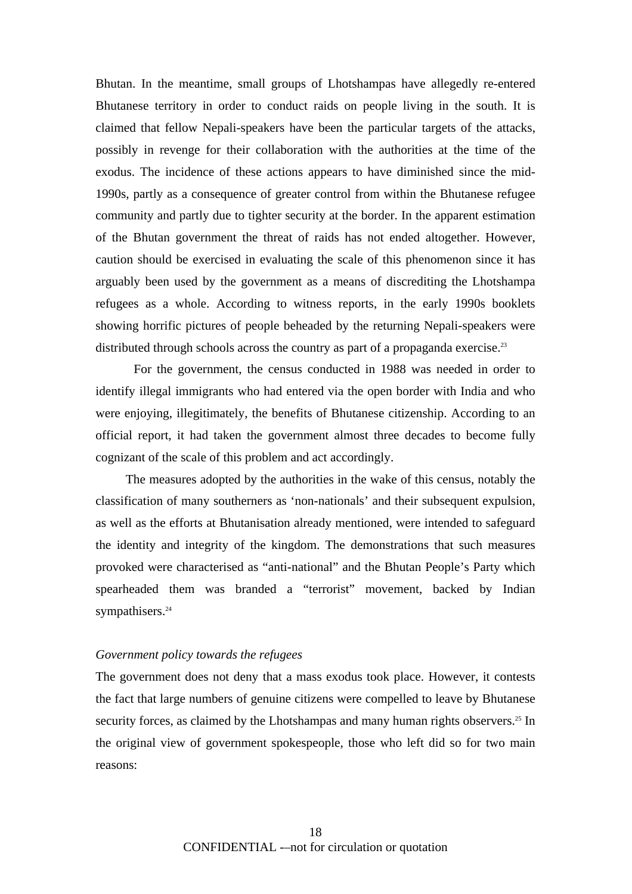Bhutan. In the meantime, small groups of Lhotshampas have allegedly re-entered Bhutanese territory in order to conduct raids on people living in the south. It is claimed that fellow Nepali-speakers have been the particular targets of the attacks, possibly in revenge for their collaboration with the authorities at the time of the exodus. The incidence of these actions appears to have diminished since the mid-1990s, partly as a consequence of greater control from within the Bhutanese refugee community and partly due to tighter security at the border. In the apparent estimation of the Bhutan government the threat of raids has not ended altogether. However, caution should be exercised in evaluating the scale of this phenomenon since it has arguably been used by the government as a means of discrediting the Lhotshampa refugees as a whole. According to witness reports, in the early 1990s booklets showing horrific pictures of people beheaded by the returning Nepali-speakers were distributed through schools across the country as part of a propaganda exercise.[23]

For the government, the census conducted in 1988 was needed in order to identify illegal immigrants who had entered via the open border with India and who were enjoying, illegitimately, the benefits of Bhutanese citizenship. According to an official report, it had taken the government almost three decades to become fully cognizant of the scale of this problem and act accordingly.

The measures adopted by the authorities in the wake of this census, notably the classification of many southerners as 'non-nationals' and their subsequent expulsion, as well as the efforts at Bhutanisation already mentioned, were intended to safeguard the identity and integrity of the kingdom. The demonstrations that such measures provoked were characterised as "anti-national" and the Bhutan People's Party which spearheaded them was branded a "terrorist" movement, backed by Indian sympathisers.[24]

*Government policy towards the refugees*

The government does not deny that a mass exodus took place. However, it contests the fact that large numbers of genuine citizens were compelled to leave by Bhutanese security forces, as claimed by the Lhotshampas and many human rights observers.[25] In the original view of government spokespeople, those who left did so for two main reasons: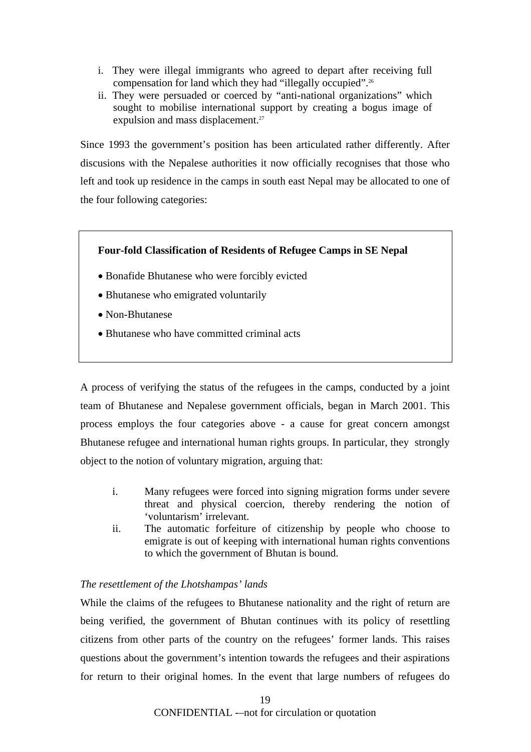i. They were illegal immigrants who agreed to depart after receiving full compensation for land which they had "illegally occupied".[26]
ii. They were persuaded or coerced by "anti-national organizations" which sought to mobilise international support by creating a bogus image of expulsion and mass displacement.[27]

Since 1993 the government's position has been articulated rather differently. After discusions with the Nepalese authorities it now officially recognises that those who left and took up residence in the camps in south east Nepal may be allocated to one of the four following categories:

**Four-fold Classification of Residents of Refugee Camps in SE Nepal**

- Bonafide Bhutanese who were forcibly evicted
- Bhutanese who emigrated voluntarily
- Non-Bhutanese
- Bhutanese who have committed criminal acts

A process of verifying the status of the refugees in the camps, conducted by a joint team of Bhutanese and Nepalese government officials, began in March 2001. This process employs the four categories above - a cause for great concern amongst Bhutanese refugee and international human rights groups. In particular, they strongly object to the notion of voluntary migration, arguing that:

i. Many refugees were forced into signing migration forms under severe threat and physical coercion, thereby rendering the notion of 'voluntarism' irrelevant.
ii. The automatic forfeiture of citizenship by people who choose to emigrate is out of keeping with international human rights conventions to which the government of Bhutan is bound.

*The resettlement of the Lhotshampas' lands*

While the claims of the refugees to Bhutanese nationality and the right of return are being verified, the government of Bhutan continues with its policy of resettling citizens from other parts of the country on the refugees' former lands. This raises questions about the government's intention towards the refugees and their aspirations for return to their original homes. In the event that large numbers of refugees do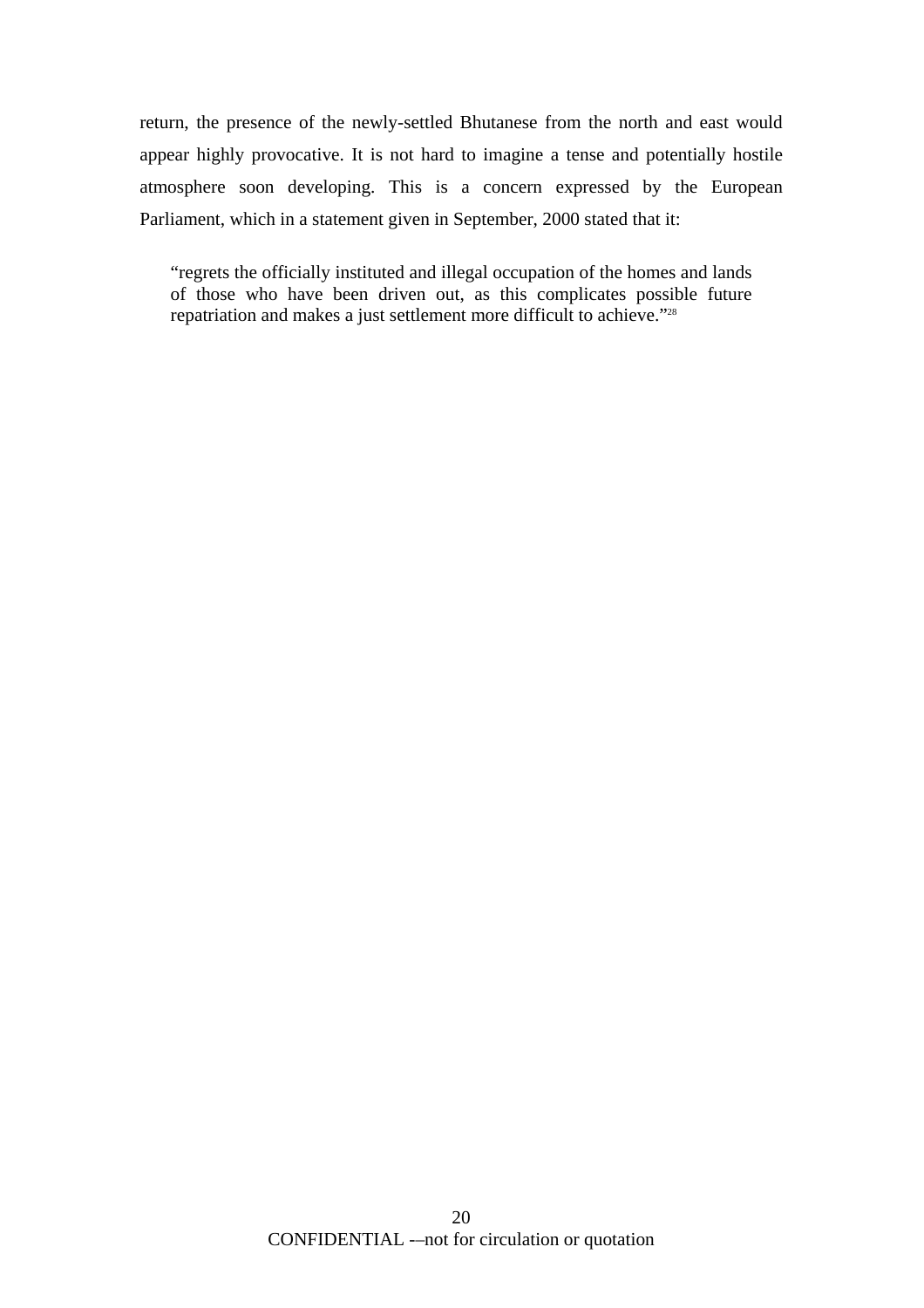return, the presence of the newly-settled Bhutanese from the north and east would appear highly provocative. It is not hard to imagine a tense and potentially hostile atmosphere soon developing. This is a concern expressed by the European Parliament, which in a statement given in September, 2000 stated that it:

> "regrets the officially instituted and illegal occupation of the homes and lands of those who have been driven out, as this complicates possible future repatriation and makes a just settlement more difficult to achieve."[28]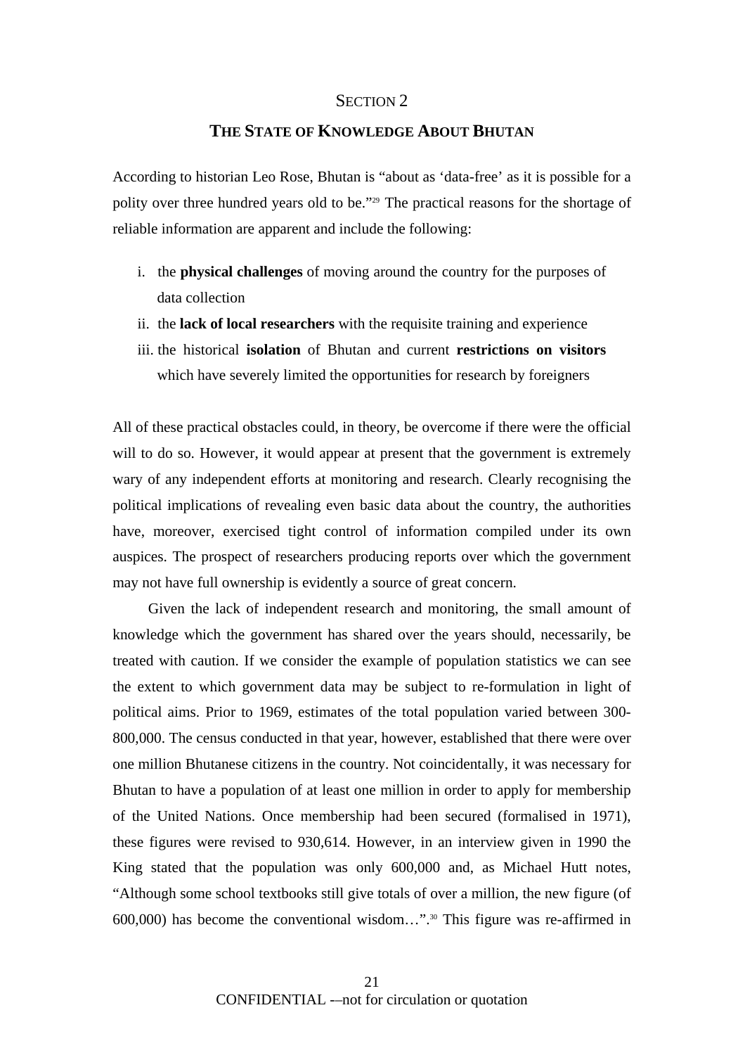## SECTION 2

## THE STATE OF KNOWLEDGE ABOUT BHUTAN

According to historian Leo Rose, Bhutan is "about as 'data-free' as it is possible for a polity over three hundred years old to be."[29] The practical reasons for the shortage of reliable information are apparent and include the following:

i. the **physical challenges** of moving around the country for the purposes of data collection
ii. the **lack of local researchers** with the requisite training and experience
iii. the historical **isolation** of Bhutan and current **restrictions on visitors** which have severely limited the opportunities for research by foreigners

All of these practical obstacles could, in theory, be overcome if there were the official will to do so. However, it would appear at present that the government is extremely wary of any independent efforts at monitoring and research. Clearly recognising the political implications of revealing even basic data about the country, the authorities have, moreover, exercised tight control of information compiled under its own auspices. The prospect of researchers producing reports over which the government may not have full ownership is evidently a source of great concern.

Given the lack of independent research and monitoring, the small amount of knowledge which the government has shared over the years should, necessarily, be treated with caution. If we consider the example of population statistics we can see the extent to which government data may be subject to re-formulation in light of political aims. Prior to 1969, estimates of the total population varied between 300-800,000. The census conducted in that year, however, established that there were over one million Bhutanese citizens in the country. Not coincidentally, it was necessary for Bhutan to have a population of at least one million in order to apply for membership of the United Nations. Once membership had been secured (formalised in 1971), these figures were revised to 930,614. However, in an interview given in 1990 the King stated that the population was only 600,000 and, as Michael Hutt notes, "Although some school textbooks still give totals of over a million, the new figure (of 600,000) has become the conventional wisdom…".[30] This figure was re-affirmed in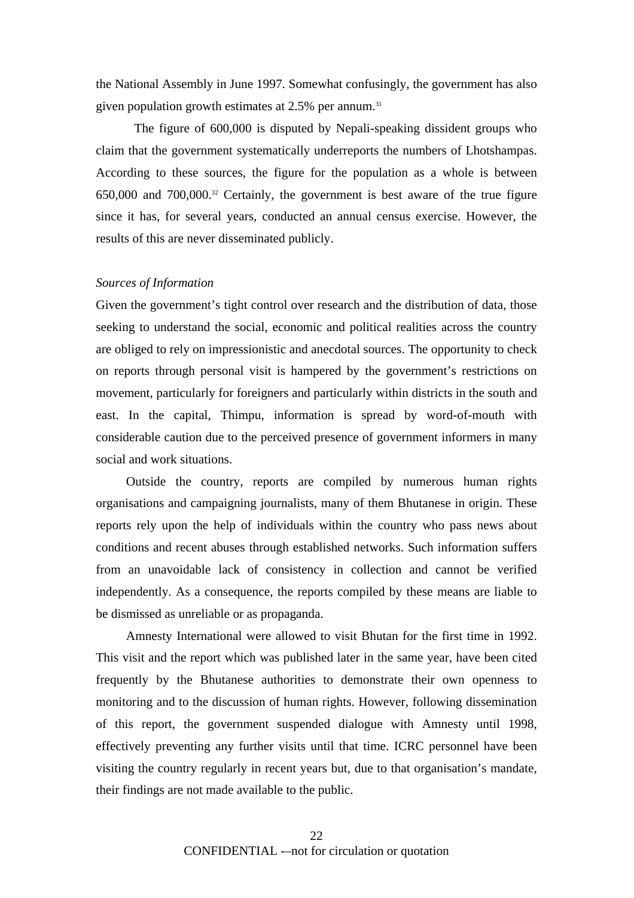the National Assembly in June 1997. Somewhat confusingly, the government has also given population growth estimates at 2.5% per annum.[31]

The figure of 600,000 is disputed by Nepali-speaking dissident groups who claim that the government systematically underreports the numbers of Lhotshampas. According to these sources, the figure for the population as a whole is between 650,000 and 700,000.[32] Certainly, the government is best aware of the true figure since it has, for several years, conducted an annual census exercise. However, the results of this are never disseminated publicly.

*Sources of Information*

Given the government's tight control over research and the distribution of data, those seeking to understand the social, economic and political realities across the country are obliged to rely on impressionistic and anecdotal sources. The opportunity to check on reports through personal visit is hampered by the government's restrictions on movement, particularly for foreigners and particularly within districts in the south and east. In the capital, Thimpu, information is spread by word-of-mouth with considerable caution due to the perceived presence of government informers in many social and work situations.

Outside the country, reports are compiled by numerous human rights organisations and campaigning journalists, many of them Bhutanese in origin. These reports rely upon the help of individuals within the country who pass news about conditions and recent abuses through established networks. Such information suffers from an unavoidable lack of consistency in collection and cannot be verified independently. As a consequence, the reports compiled by these means are liable to be dismissed as unreliable or as propaganda.

Amnesty International were allowed to visit Bhutan for the first time in 1992. This visit and the report which was published later in the same year, have been cited frequently by the Bhutanese authorities to demonstrate their own openness to monitoring and to the discussion of human rights. However, following dissemination of this report, the government suspended dialogue with Amnesty until 1998, effectively preventing any further visits until that time. ICRC personnel have been visiting the country regularly in recent years but, due to that organisation's mandate, their findings are not made available to the public.

CONFIDENTIAL -–not for circulation or quotation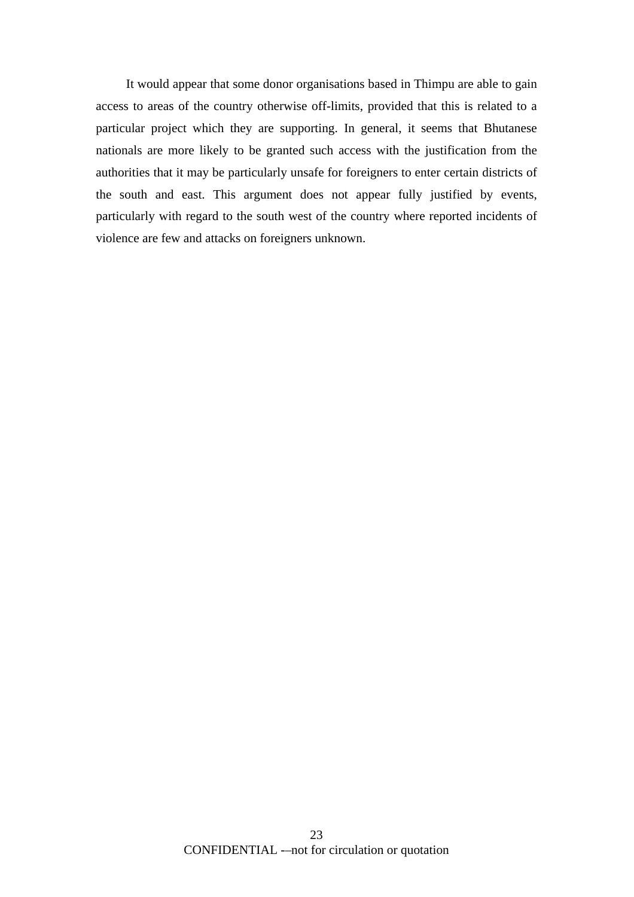It would appear that some donor organisations based in Thimpu are able to gain access to areas of the country otherwise off-limits, provided that this is related to a particular project which they are supporting. In general, it seems that Bhutanese nationals are more likely to be granted such access with the justification from the authorities that it may be particularly unsafe for foreigners to enter certain districts of the south and east. This argument does not appear fully justified by events, particularly with regard to the south west of the country where reported incidents of violence are few and attacks on foreigners unknown.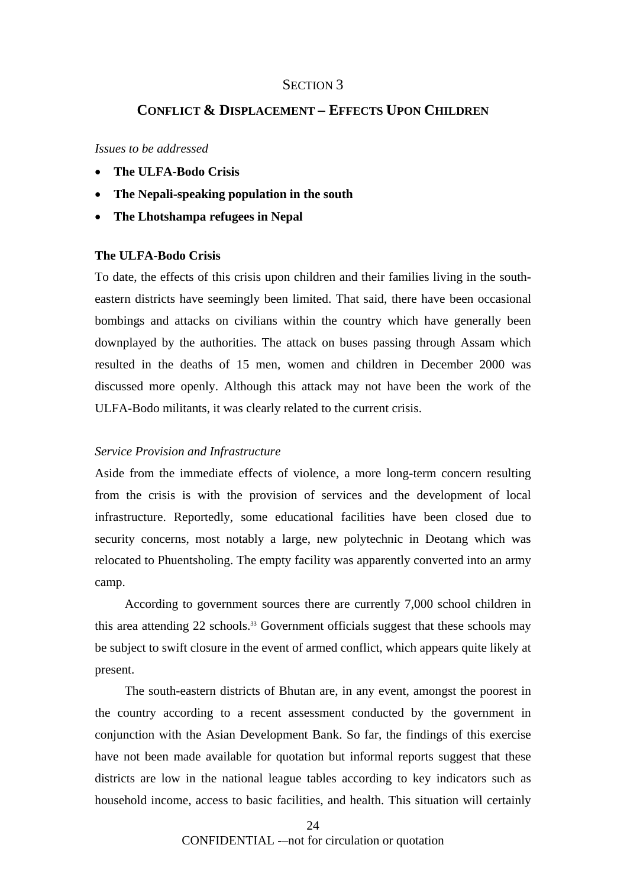## SECTION 3

## CONFLICT & DISPLACEMENT – EFFECTS UPON CHILDREN

*Issues to be addressed*

- **The ULFA-Bodo Crisis**
- **The Nepali-speaking population in the south**
- **The Lhotshampa refugees in Nepal**

### The ULFA-Bodo Crisis

To date, the effects of this crisis upon children and their families living in the south-eastern districts have seemingly been limited. That said, there have been occasional bombings and attacks on civilians within the country which have generally been downplayed by the authorities. The attack on buses passing through Assam which resulted in the deaths of 15 men, women and children in December 2000 was discussed more openly. Although this attack may not have been the work of the ULFA-Bodo militants, it was clearly related to the current crisis.

*Service Provision and Infrastructure*

Aside from the immediate effects of violence, a more long-term concern resulting from the crisis is with the provision of services and the development of local infrastructure. Reportedly, some educational facilities have been closed due to security concerns, most notably a large, new polytechnic in Deotang which was relocated to Phuentsholing. The empty facility was apparently converted into an army camp.

According to government sources there are currently 7,000 school children in this area attending 22 schools.[33] Government officials suggest that these schools may be subject to swift closure in the event of armed conflict, which appears quite likely at present.

The south-eastern districts of Bhutan are, in any event, amongst the poorest in the country according to a recent assessment conducted by the government in conjunction with the Asian Development Bank. So far, the findings of this exercise have not been made available for quotation but informal reports suggest that these districts are low in the national league tables according to key indicators such as household income, access to basic facilities, and health. This situation will certainly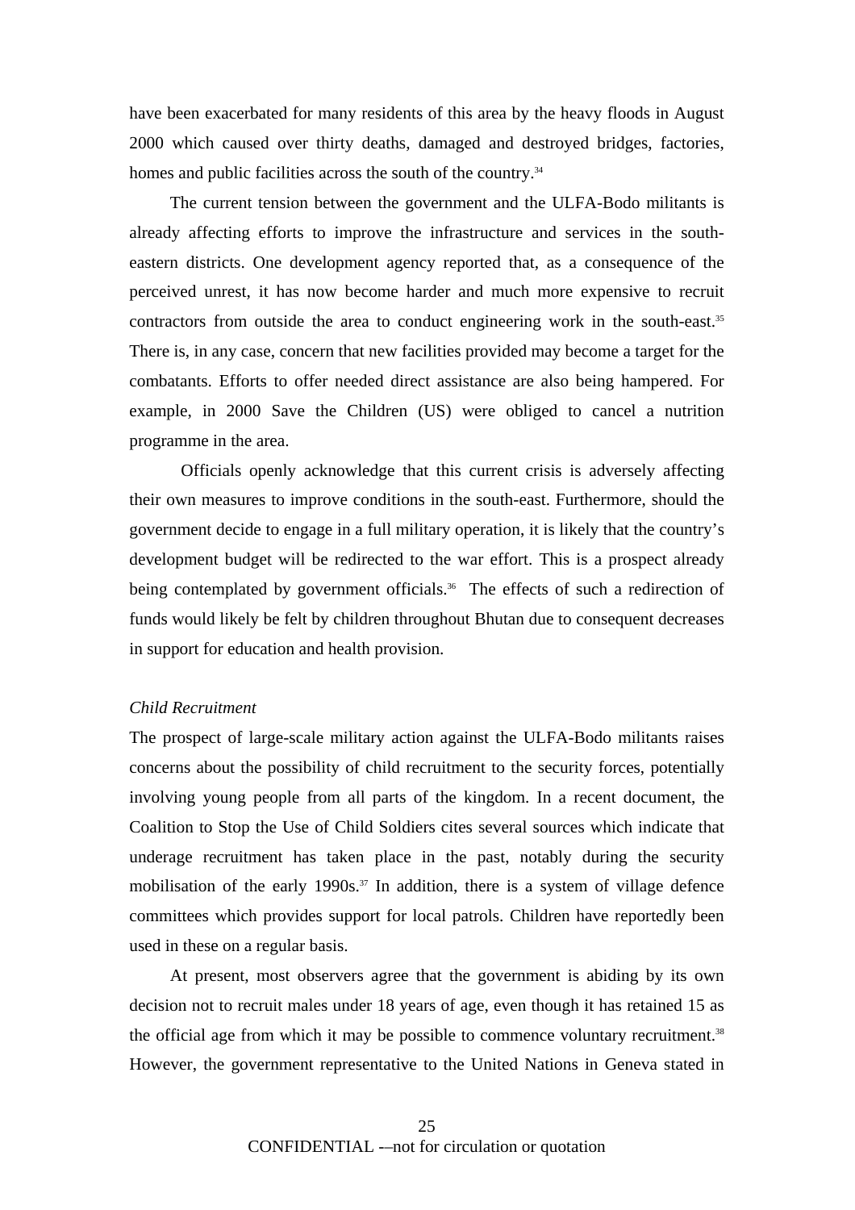have been exacerbated for many residents of this area by the heavy floods in August 2000 which caused over thirty deaths, damaged and destroyed bridges, factories, homes and public facilities across the south of the country.[34]

The current tension between the government and the ULFA-Bodo militants is already affecting efforts to improve the infrastructure and services in the south-eastern districts. One development agency reported that, as a consequence of the perceived unrest, it has now become harder and much more expensive to recruit contractors from outside the area to conduct engineering work in the south-east.[35] There is, in any case, concern that new facilities provided may become a target for the combatants. Efforts to offer needed direct assistance are also being hampered. For example, in 2000 Save the Children (US) were obliged to cancel a nutrition programme in the area.

Officials openly acknowledge that this current crisis is adversely affecting their own measures to improve conditions in the south-east. Furthermore, should the government decide to engage in a full military operation, it is likely that the country's development budget will be redirected to the war effort. This is a prospect already being contemplated by government officials.[36] The effects of such a redirection of funds would likely be felt by children throughout Bhutan due to consequent decreases in support for education and health provision.

*Child Recruitment*

The prospect of large-scale military action against the ULFA-Bodo militants raises concerns about the possibility of child recruitment to the security forces, potentially involving young people from all parts of the kingdom. In a recent document, the Coalition to Stop the Use of Child Soldiers cites several sources which indicate that underage recruitment has taken place in the past, notably during the security mobilisation of the early 1990s.[37] In addition, there is a system of village defence committees which provides support for local patrols. Children have reportedly been used in these on a regular basis.

At present, most observers agree that the government is abiding by its own decision not to recruit males under 18 years of age, even though it has retained 15 as the official age from which it may be possible to commence voluntary recruitment.[38] However, the government representative to the United Nations in Geneva stated in

CONFIDENTIAL -–not for circulation or quotation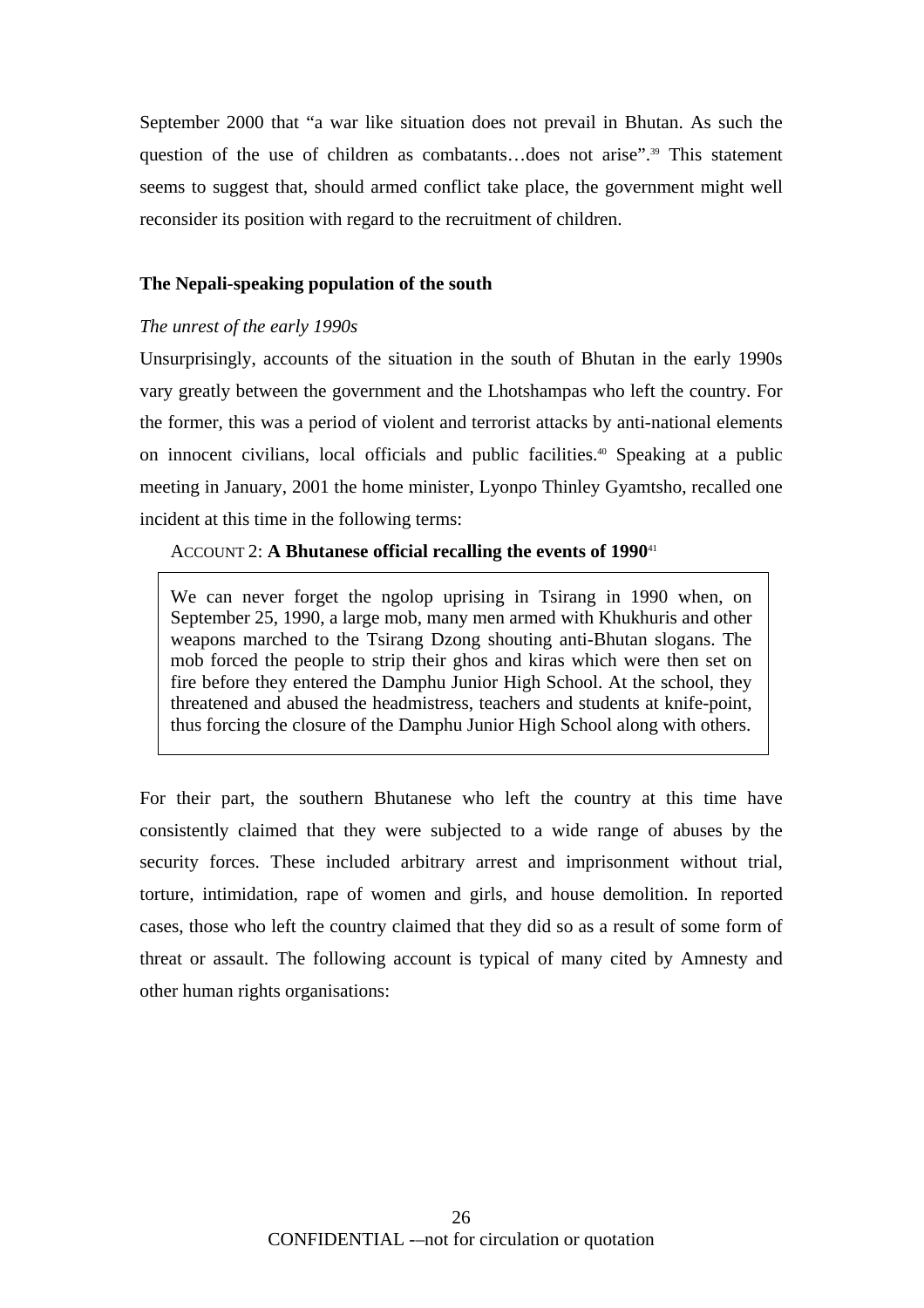September 2000 that “a war like situation does not prevail in Bhutan. As such the question of the use of children as combatants…does not arise”.[39] This statement seems to suggest that, should armed conflict take place, the government might well reconsider its position with regard to the recruitment of children.

**The Nepali-speaking population of the south**

*The unrest of the early 1990s*

Unsurprisingly, accounts of the situation in the south of Bhutan in the early 1990s vary greatly between the government and the Lhotshampas who left the country. For the former, this was a period of violent and terrorist attacks by anti-national elements on innocent civilians, local officials and public facilities.[40] Speaking at a public meeting in January, 2001 the home minister, Lyonpo Thinley Gyamtsho, recalled one incident at this time in the following terms:

ACCOUNT 2: **A Bhutanese official recalling the events of 1990**[41]

> We can never forget the ngolop uprising in Tsirang in 1990 when, on September 25, 1990, a large mob, many men armed with Khukhuris and other weapons marched to the Tsirang Dzong shouting anti-Bhutan slogans. The mob forced the people to strip their ghos and kiras which were then set on fire before they entered the Damphu Junior High School. At the school, they threatened and abused the headmistress, teachers and students at knife-point, thus forcing the closure of the Damphu Junior High School along with others.

For their part, the southern Bhutanese who left the country at this time have consistently claimed that they were subjected to a wide range of abuses by the security forces. These included arbitrary arrest and imprisonment without trial, torture, intimidation, rape of women and girls, and house demolition. In reported cases, those who left the country claimed that they did so as a result of some form of threat or assault. The following account is typical of many cited by Amnesty and other human rights organisations: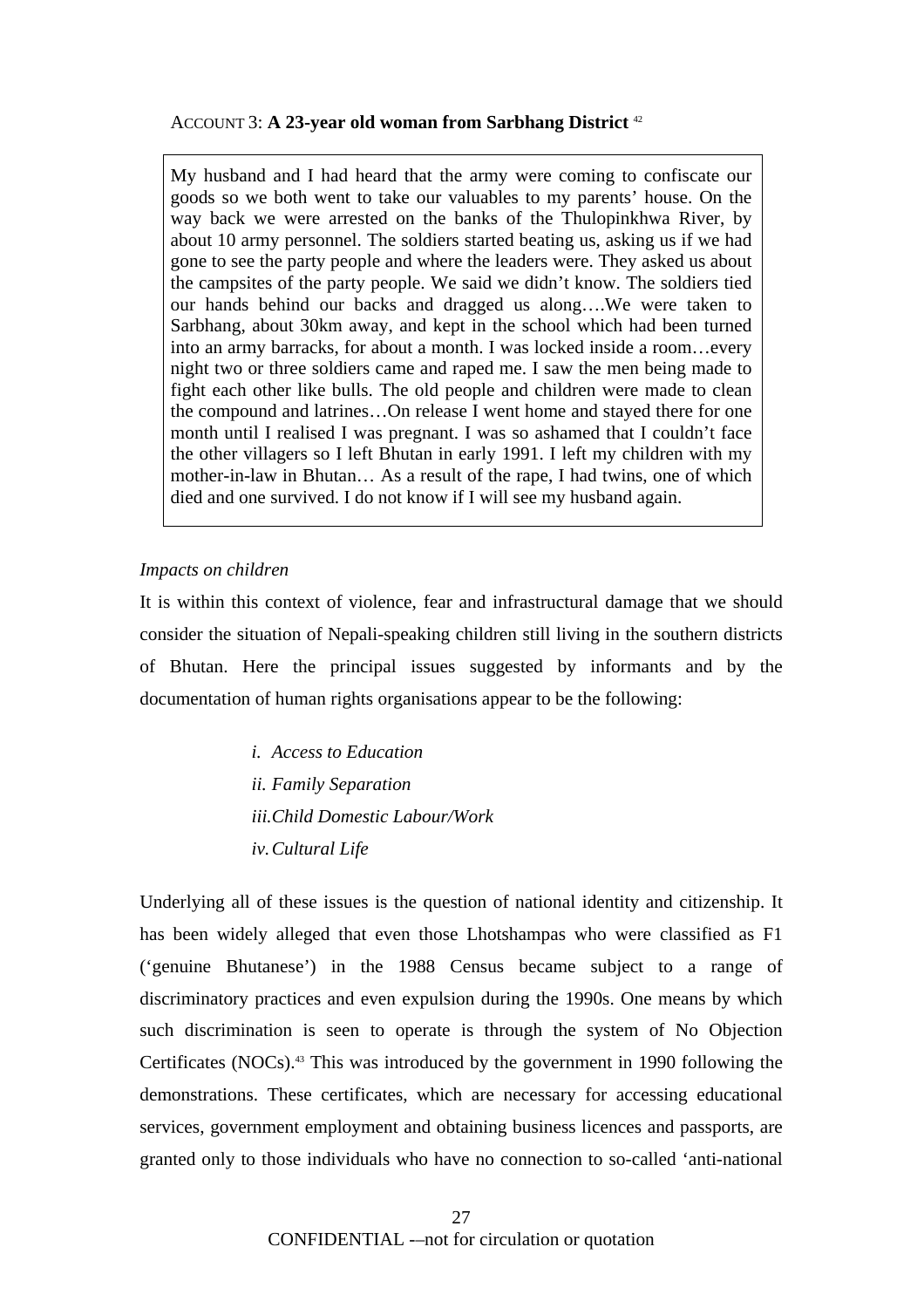ACCOUNT 3: **A 23-year old woman from Sarbhang District** [42]

> My husband and I had heard that the army were coming to confiscate our goods so we both went to take our valuables to my parents' house. On the way back we were arrested on the banks of the Thulopinkhwa River, by about 10 army personnel. The soldiers started beating us, asking us if we had gone to see the party people and where the leaders were. They asked us about the campsites of the party people. We said we didn't know. The soldiers tied our hands behind our backs and dragged us along….We were taken to Sarbhang, about 30km away, and kept in the school which had been turned into an army barracks, for about a month. I was locked inside a room…every night two or three soldiers came and raped me. I saw the men being made to fight each other like bulls. The old people and children were made to clean the compound and latrines…On release I went home and stayed there for one month until I realised I was pregnant. I was so ashamed that I couldn't face the other villagers so I left Bhutan in early 1991. I left my children with my mother-in-law in Bhutan… As a result of the rape, I had twins, one of which died and one survived. I do not know if I will see my husband again.

*Impacts on children*

It is within this context of violence, fear and infrastructural damage that we should consider the situation of Nepali-speaking children still living in the southern districts of Bhutan. Here the principal issues suggested by informants and by the documentation of human rights organisations appear to be the following:

- *i. Access to Education*
- *ii. Family Separation*
- *iii. Child Domestic Labour/Work*
- *iv. Cultural Life*

Underlying all of these issues is the question of national identity and citizenship. It has been widely alleged that even those Lhotshampas who were classified as F1 ('genuine Bhutanese') in the 1988 Census became subject to a range of discriminatory practices and even expulsion during the 1990s. One means by which such discrimination is seen to operate is through the system of No Objection Certificates (NOCs).[43] This was introduced by the government in 1990 following the demonstrations. These certificates, which are necessary for accessing educational services, government employment and obtaining business licences and passports, are granted only to those individuals who have no connection to so-called 'anti-national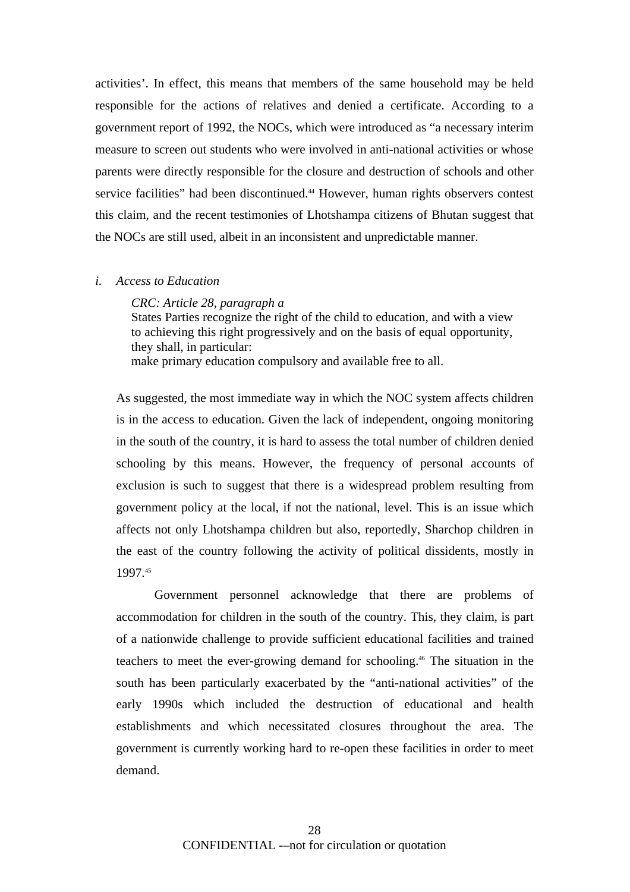activities'. In effect, this means that members of the same household may be held responsible for the actions of relatives and denied a certificate. According to a government report of 1992, the NOCs, which were introduced as "a necessary interim measure to screen out students who were involved in anti-national activities or whose parents were directly responsible for the closure and destruction of schools and other service facilities" had been discontinued.[44] However, human rights observers contest this claim, and the recent testimonies of Lhotshampa citizens of Bhutan suggest that the NOCs are still used, albeit in an inconsistent and unpredictable manner.

*i. Access to Education*

> *CRC: Article 28, paragraph a*
> States Parties recognize the right of the child to education, and with a view to achieving this right progressively and on the basis of equal opportunity, they shall, in particular:
> make primary education compulsory and available free to all.

As suggested, the most immediate way in which the NOC system affects children is in the access to education. Given the lack of independent, ongoing monitoring in the south of the country, it is hard to assess the total number of children denied schooling by this means. However, the frequency of personal accounts of exclusion is such to suggest that there is a widespread problem resulting from government policy at the local, if not the national, level. This is an issue which affects not only Lhotshampa children but also, reportedly, Sharchop children in the east of the country following the activity of political dissidents, mostly in 1997.[45]

Government personnel acknowledge that there are problems of accommodation for children in the south of the country. This, they claim, is part of a nationwide challenge to provide sufficient educational facilities and trained teachers to meet the ever-growing demand for schooling.[46] The situation in the south has been particularly exacerbated by the "anti-national activities" of the early 1990s which included the destruction of educational and health establishments and which necessitated closures throughout the area. The government is currently working hard to re-open these facilities in order to meet demand.

CONFIDENTIAL -–not for circulation or quotation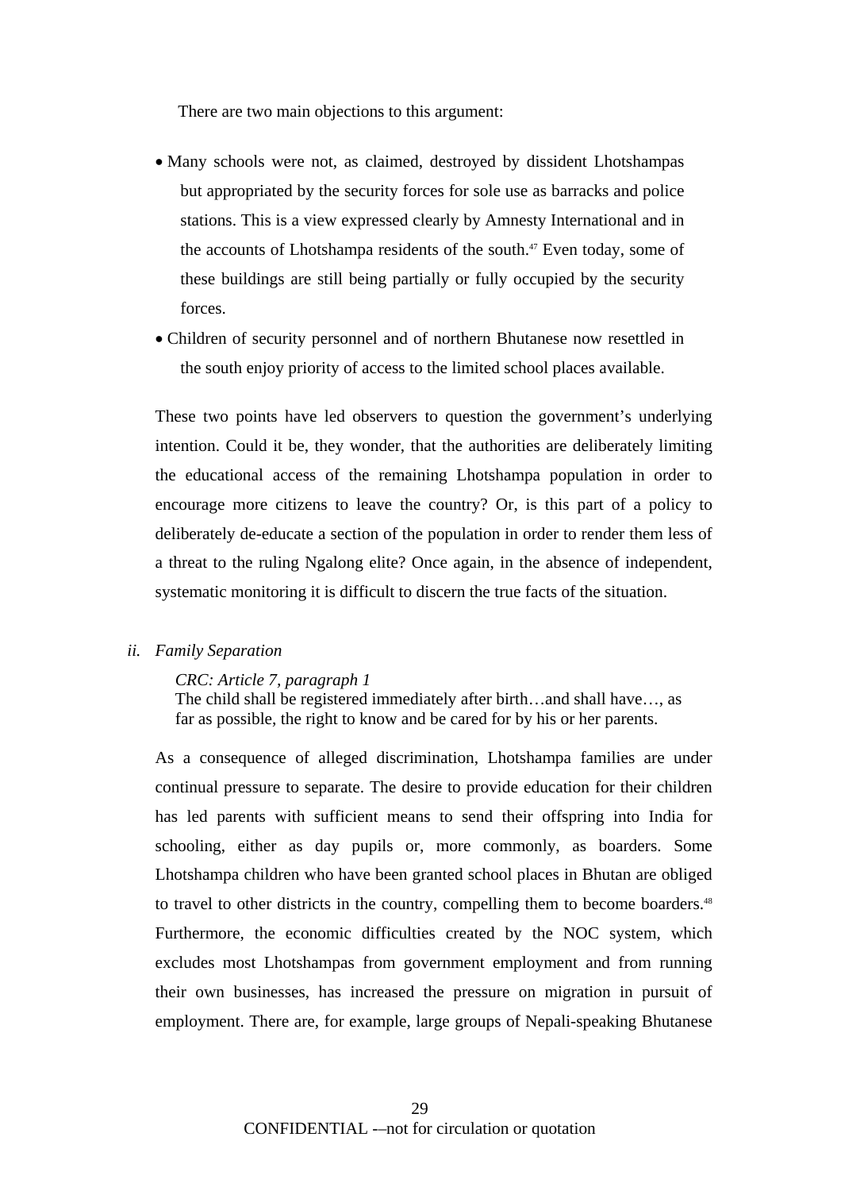There are two main objections to this argument:

- Many schools were not, as claimed, destroyed by dissident Lhotshampas but appropriated by the security forces for sole use as barracks and police stations. This is a view expressed clearly by Amnesty International and in the accounts of Lhotshampa residents of the south.[47] Even today, some of these buildings are still being partially or fully occupied by the security forces.
- Children of security personnel and of northern Bhutanese now resettled in the south enjoy priority of access to the limited school places available.

These two points have led observers to question the government's underlying intention. Could it be, they wonder, that the authorities are deliberately limiting the educational access of the remaining Lhotshampa population in order to encourage more citizens to leave the country? Or, is this part of a policy to deliberately de-educate a section of the population in order to render them less of a threat to the ruling Ngalong elite? Once again, in the absence of independent, systematic monitoring it is difficult to discern the true facts of the situation.

*ii. Family Separation*

> *CRC: Article 7, paragraph 1*
> The child shall be registered immediately after birth…and shall have…, as far as possible, the right to know and be cared for by his or her parents.

As a consequence of alleged discrimination, Lhotshampa families are under continual pressure to separate. The desire to provide education for their children has led parents with sufficient means to send their offspring into India for schooling, either as day pupils or, more commonly, as boarders. Some Lhotshampa children who have been granted school places in Bhutan are obliged to travel to other districts in the country, compelling them to become boarders.[48] Furthermore, the economic difficulties created by the NOC system, which excludes most Lhotshampas from government employment and from running their own businesses, has increased the pressure on migration in pursuit of employment. There are, for example, large groups of Nepali-speaking Bhutanese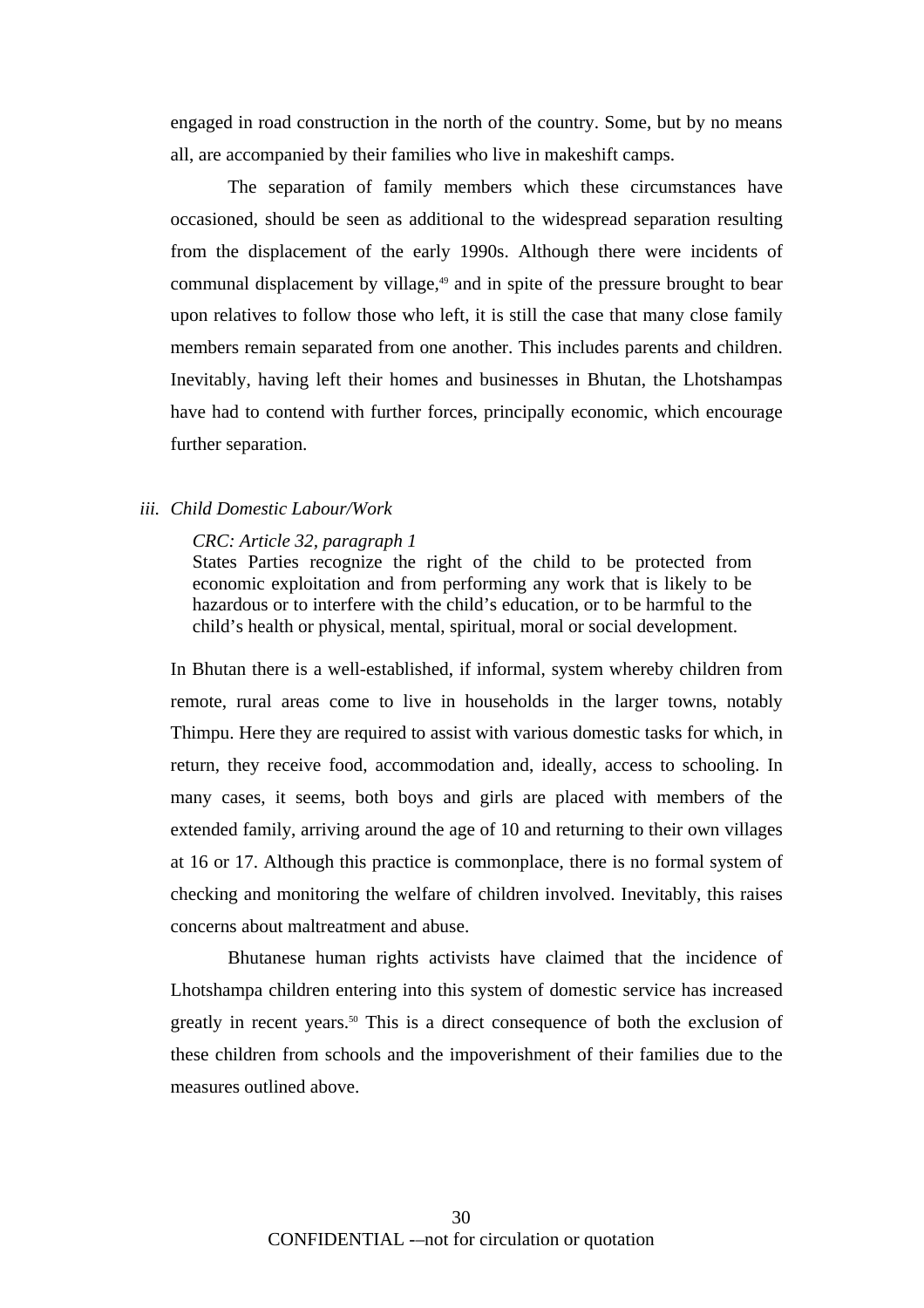engaged in road construction in the north of the country. Some, but by no means all, are accompanied by their families who live in makeshift camps.

The separation of family members which these circumstances have occasioned, should be seen as additional to the widespread separation resulting from the displacement of the early 1990s. Although there were incidents of communal displacement by village,[49] and in spite of the pressure brought to bear upon relatives to follow those who left, it is still the case that many close family members remain separated from one another. This includes parents and children. Inevitably, having left their homes and businesses in Bhutan, the Lhotshampas have had to contend with further forces, principally economic, which encourage further separation.

### iii. *Child Domestic Labour/Work*

> *CRC: Article 32, paragraph 1*
> States Parties recognize the right of the child to be protected from economic exploitation and from performing any work that is likely to be hazardous or to interfere with the child's education, or to be harmful to the child's health or physical, mental, spiritual, moral or social development.

In Bhutan there is a well-established, if informal, system whereby children from remote, rural areas come to live in households in the larger towns, notably Thimpu. Here they are required to assist with various domestic tasks for which, in return, they receive food, accommodation and, ideally, access to schooling. In many cases, it seems, both boys and girls are placed with members of the extended family, arriving around the age of 10 and returning to their own villages at 16 or 17. Although this practice is commonplace, there is no formal system of checking and monitoring the welfare of children involved. Inevitably, this raises concerns about maltreatment and abuse.

Bhutanese human rights activists have claimed that the incidence of Lhotshampa children entering into this system of domestic service has increased greatly in recent years.[50] This is a direct consequence of both the exclusion of these children from schools and the impoverishment of their families due to the measures outlined above.

CONFIDENTIAL -–not for circulation or quotation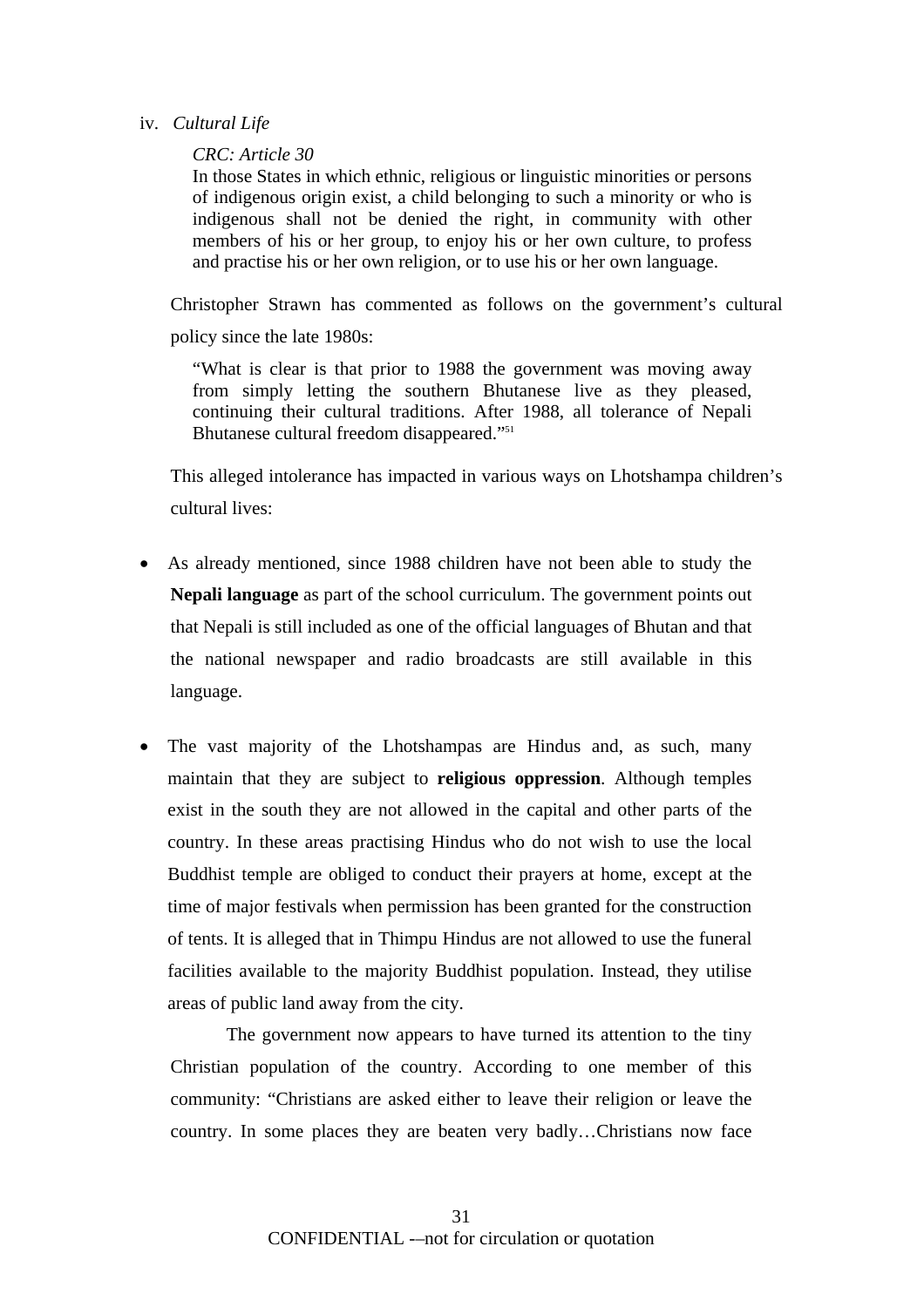iv. *Cultural Life*

> *CRC: Article 30*
> In those States in which ethnic, religious or linguistic minorities or persons of indigenous origin exist, a child belonging to such a minority or who is indigenous shall not be denied the right, in community with other members of his or her group, to enjoy his or her own culture, to profess and practise his or her own religion, or to use his or her own language.

Christopher Strawn has commented as follows on the government's cultural policy since the late 1980s:

> "What is clear is that prior to 1988 the government was moving away from simply letting the southern Bhutanese live as they pleased, continuing their cultural traditions. After 1988, all tolerance of Nepali Bhutanese cultural freedom disappeared."[51]

This alleged intolerance has impacted in various ways on Lhotshampa children's cultural lives:

- As already mentioned, since 1988 children have not been able to study the **Nepali language** as part of the school curriculum. The government points out that Nepali is still included as one of the official languages of Bhutan and that the national newspaper and radio broadcasts are still available in this language.

- The vast majority of the Lhotshampas are Hindus and, as such, many maintain that they are subject to **religious oppression**. Although temples exist in the south they are not allowed in the capital and other parts of the country. In these areas practising Hindus who do not wish to use the local Buddhist temple are obliged to conduct their prayers at home, except at the time of major festivals when permission has been granted for the construction of tents. It is alleged that in Thimpu Hindus are not allowed to use the funeral facilities available to the majority Buddhist population. Instead, they utilise areas of public land away from the city.

  The government now appears to have turned its attention to the tiny Christian population of the country. According to one member of this community: "Christians are asked either to leave their religion or leave the country. In some places they are beaten very badly…Christians now face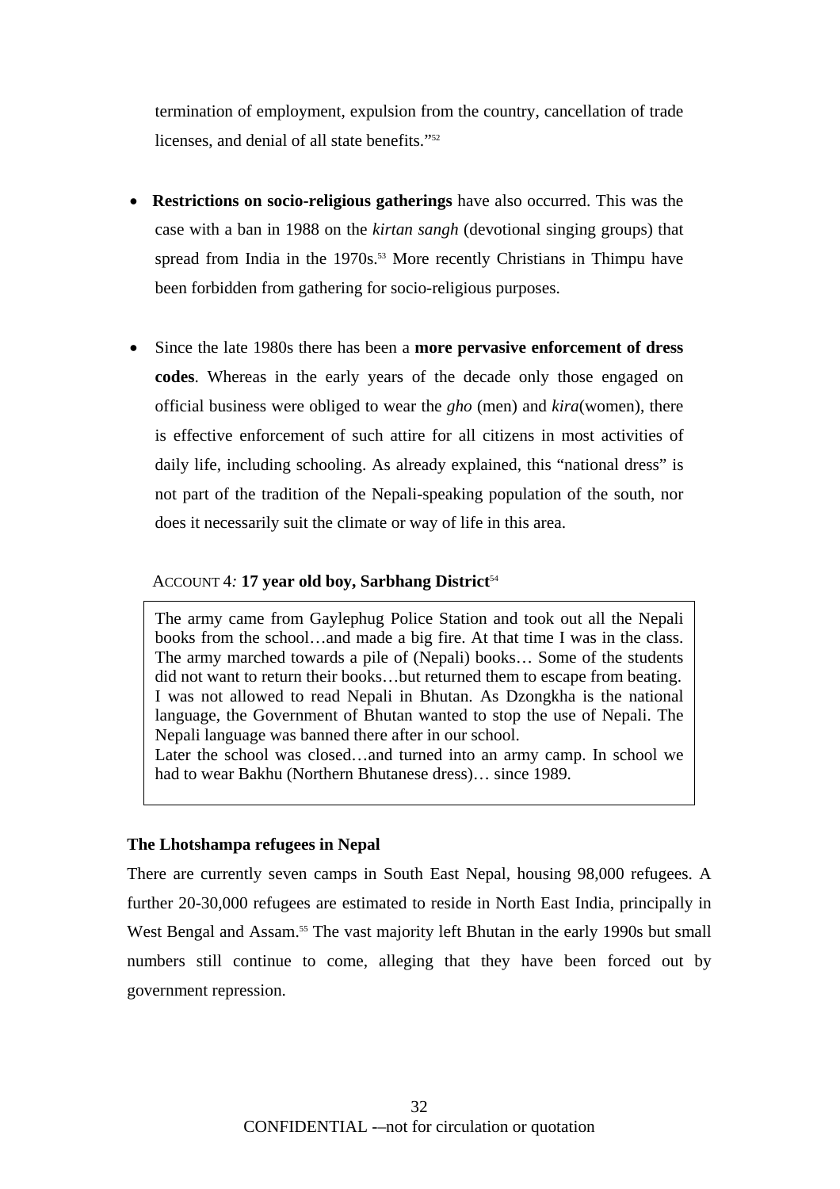termination of employment, expulsion from the country, cancellation of trade licenses, and denial of all state benefits."[52]

- **Restrictions on socio-religious gatherings** have also occurred. This was the case with a ban in 1988 on the *kirtan sangh* (devotional singing groups) that spread from India in the 1970s.[53] More recently Christians in Thimpu have been forbidden from gathering for socio-religious purposes.

- Since the late 1980s there has been a **more pervasive enforcement of dress codes**. Whereas in the early years of the decade only those engaged on official business were obliged to wear the *gho* (men) and *kira*(women), there is effective enforcement of such attire for all citizens in most activities of daily life, including schooling. As already explained, this "national dress" is not part of the tradition of the Nepali-speaking population of the south, nor does it necessarily suit the climate or way of life in this area.

ACCOUNT 4*:* **17 year old boy, Sarbhang District**[54]

> The army came from Gaylephug Police Station and took out all the Nepali books from the school…and made a big fire. At that time I was in the class. The army marched towards a pile of (Nepali) books… Some of the students did not want to return their books…but returned them to escape from beating. I was not allowed to read Nepali in Bhutan. As Dzongkha is the national language, the Government of Bhutan wanted to stop the use of Nepali. The Nepali language was banned there after in our school.
> Later the school was closed…and turned into an army camp. In school we had to wear Bakhu (Northern Bhutanese dress)… since 1989.

**The Lhotshampa refugees in Nepal**

There are currently seven camps in South East Nepal, housing 98,000 refugees. A further 20-30,000 refugees are estimated to reside in North East India, principally in West Bengal and Assam.[55] The vast majority left Bhutan in the early 1990s but small numbers still continue to come, alleging that they have been forced out by government repression.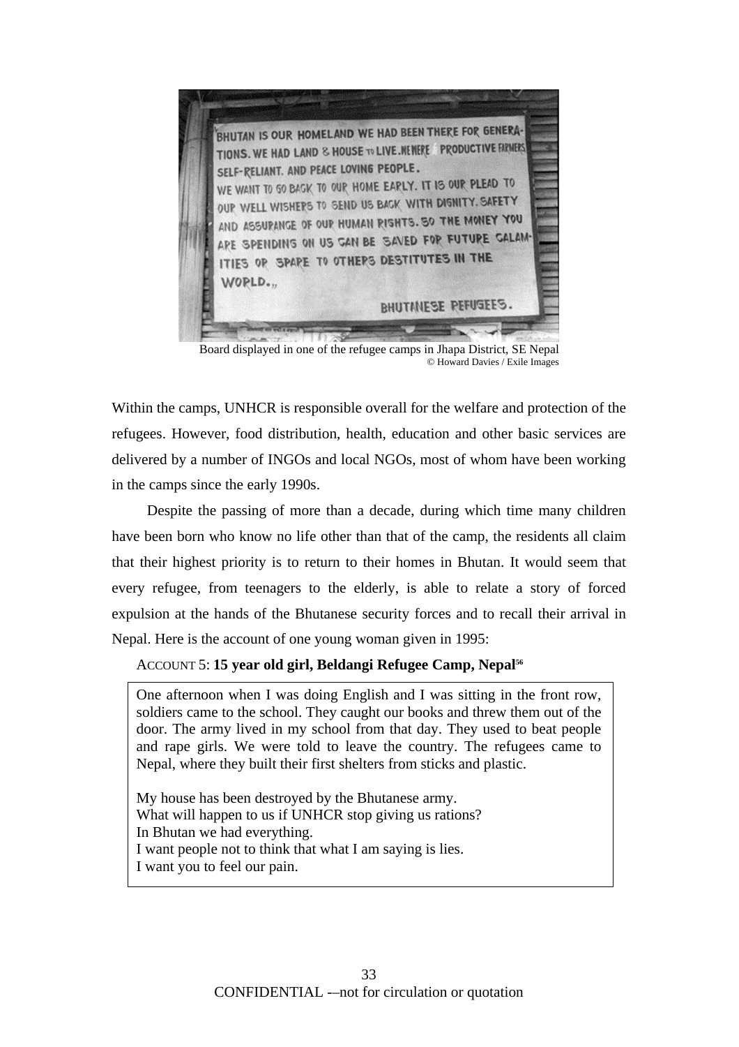Board displayed in one of the refugee camps in Jhapa District, SE Nepal
© Howard Davies / Exile Images

Within the camps, UNHCR is responsible overall for the welfare and protection of the refugees. However, food distribution, health, education and other basic services are delivered by a number of INGOs and local NGOs, most of whom have been working in the camps since the early 1990s.

Despite the passing of more than a decade, during which time many children have been born who know no life other than that of the camp, the residents all claim that their highest priority is to return to their homes in Bhutan. It would seem that every refugee, from teenagers to the elderly, is able to relate a story of forced expulsion at the hands of the Bhutanese security forces and to recall their arrival in Nepal. Here is the account of one young woman given in 1995:

ACCOUNT 5: **15 year old girl, Beldangi Refugee Camp, Nepal**[56]

> One afternoon when I was doing English and I was sitting in the front row, soldiers came to the school. They caught our books and threw them out of the door. The army lived in my school from that day. They used to beat people and rape girls. We were told to leave the country. The refugees came to Nepal, where they built their first shelters from sticks and plastic.
>
> My house has been destroyed by the Bhutanese army.
> What will happen to us if UNHCR stop giving us rations?
> In Bhutan we had everything.
> I want people not to think that what I am saying is lies.
> I want you to feel our pain.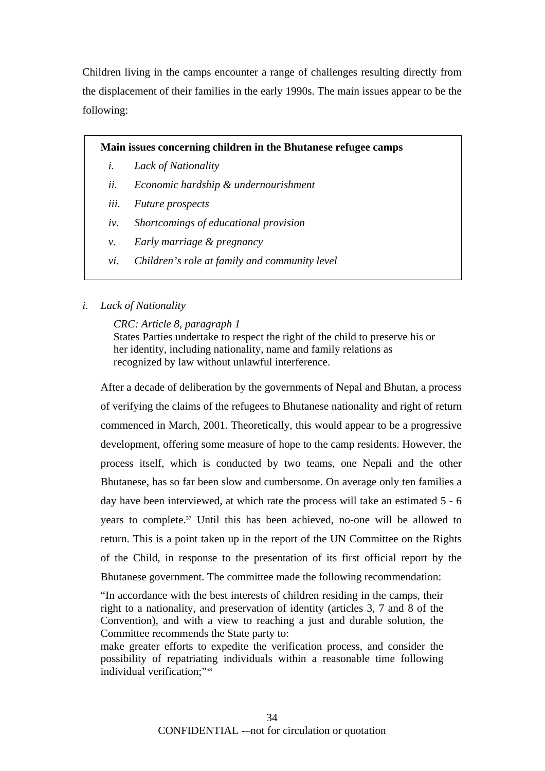Children living in the camps encounter a range of challenges resulting directly from the displacement of their families in the early 1990s. The main issues appear to be the following:

> **Main issues concerning children in the Bhutanese refugee camps**
>
> *i. Lack of Nationality*
> *ii. Economic hardship & undernourishment*
> *iii. Future prospects*
> *iv. Shortcomings of educational provision*
> *v. Early marriage & pregnancy*
> *vi. Children's role at family and community level*

*i. Lack of Nationality*

> *CRC: Article 8, paragraph 1*
> States Parties undertake to respect the right of the child to preserve his or her identity, including nationality, name and family relations as recognized by law without unlawful interference.

After a decade of deliberation by the governments of Nepal and Bhutan, a process of verifying the claims of the refugees to Bhutanese nationality and right of return commenced in March, 2001. Theoretically, this would appear to be a progressive development, offering some measure of hope to the camp residents. However, the process itself, which is conducted by two teams, one Nepali and the other Bhutanese, has so far been slow and cumbersome. On average only ten families a day have been interviewed, at which rate the process will take an estimated 5 - 6 years to complete.[57] Until this has been achieved, no-one will be allowed to return. This is a point taken up in the report of the UN Committee on the Rights of the Child, in response to the presentation of its first official report by the Bhutanese government. The committee made the following recommendation:

> "In accordance with the best interests of children residing in the camps, their right to a nationality, and preservation of identity (articles 3, 7 and 8 of the Convention), and with a view to reaching a just and durable solution, the Committee recommends the State party to:
> make greater efforts to expedite the verification process, and consider the possibility of repatriating individuals within a reasonable time following individual verification;"[58]

CONFIDENTIAL -–not for circulation or quotation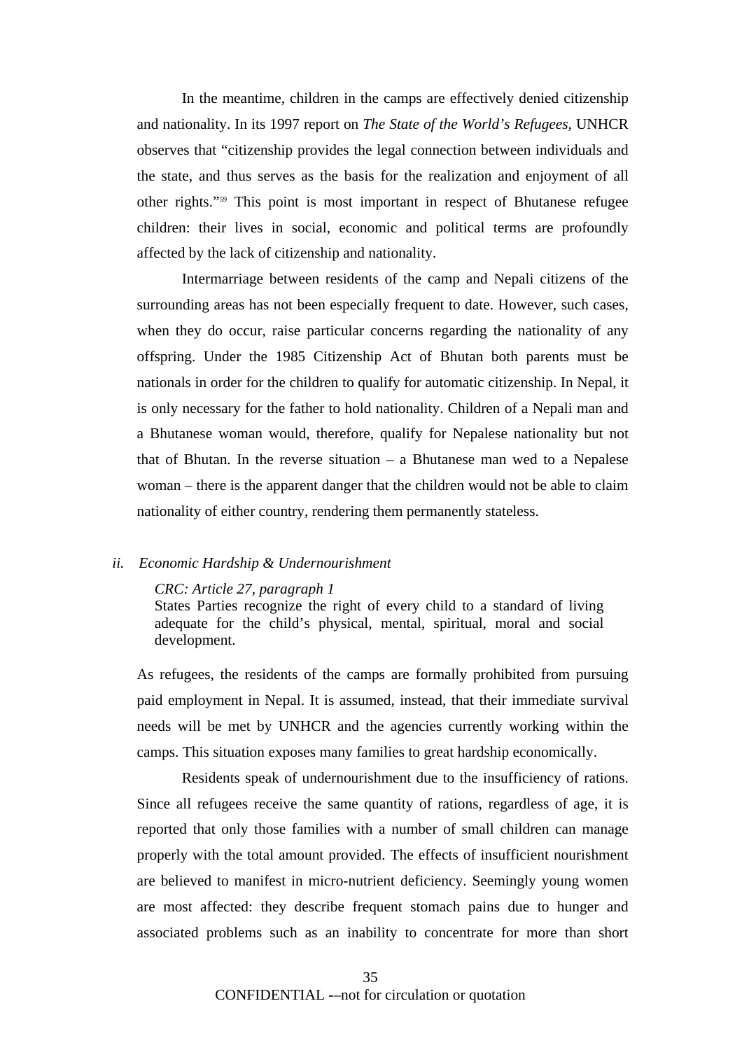In the meantime, children in the camps are effectively denied citizenship and nationality. In its 1997 report on *The State of the World's Refugees,* UNHCR observes that "citizenship provides the legal connection between individuals and the state, and thus serves as the basis for the realization and enjoyment of all other rights."[59] This point is most important in respect of Bhutanese refugee children: their lives in social, economic and political terms are profoundly affected by the lack of citizenship and nationality.

Intermarriage between residents of the camp and Nepali citizens of the surrounding areas has not been especially frequent to date. However, such cases, when they do occur, raise particular concerns regarding the nationality of any offspring. Under the 1985 Citizenship Act of Bhutan both parents must be nationals in order for the children to qualify for automatic citizenship. In Nepal, it is only necessary for the father to hold nationality. Children of a Nepali man and a Bhutanese woman would, therefore, qualify for Nepalese nationality but not that of Bhutan. In the reverse situation – a Bhutanese man wed to a Nepalese woman – there is the apparent danger that the children would not be able to claim nationality of either country, rendering them permanently stateless.

*ii. Economic Hardship & Undernourishment*

> *CRC: Article 27, paragraph 1*
> States Parties recognize the right of every child to a standard of living adequate for the child's physical, mental, spiritual, moral and social development.

As refugees, the residents of the camps are formally prohibited from pursuing paid employment in Nepal. It is assumed, instead, that their immediate survival needs will be met by UNHCR and the agencies currently working within the camps. This situation exposes many families to great hardship economically.

Residents speak of undernourishment due to the insufficiency of rations. Since all refugees receive the same quantity of rations, regardless of age, it is reported that only those families with a number of small children can manage properly with the total amount provided. The effects of insufficient nourishment are believed to manifest in micro-nutrient deficiency. Seemingly young women are most affected: they describe frequent stomach pains due to hunger and associated problems such as an inability to concentrate for more than short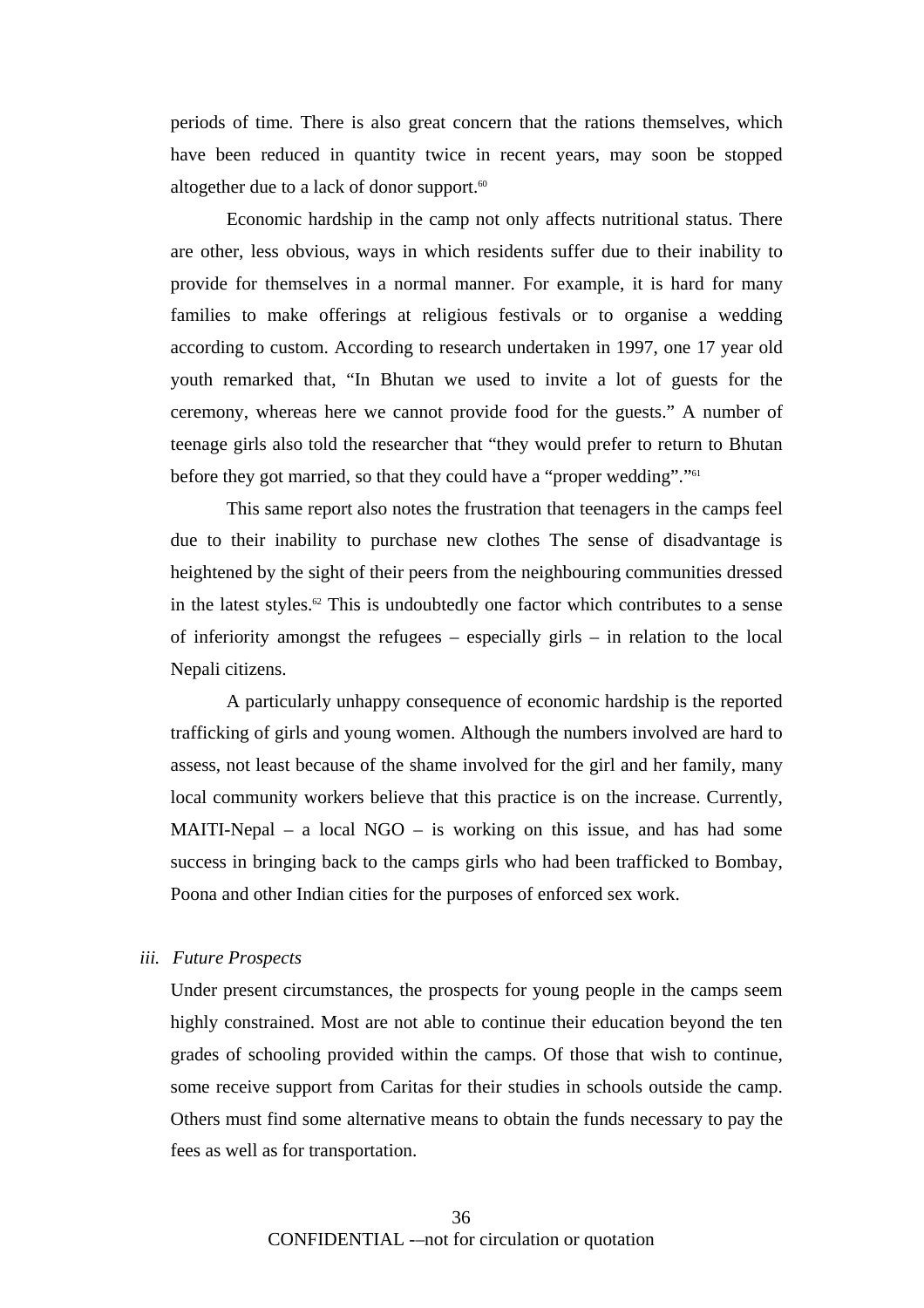periods of time. There is also great concern that the rations themselves, which have been reduced in quantity twice in recent years, may soon be stopped altogether due to a lack of donor support.[60]

Economic hardship in the camp not only affects nutritional status. There are other, less obvious, ways in which residents suffer due to their inability to provide for themselves in a normal manner. For example, it is hard for many families to make offerings at religious festivals or to organise a wedding according to custom. According to research undertaken in 1997, one 17 year old youth remarked that, "In Bhutan we used to invite a lot of guests for the ceremony, whereas here we cannot provide food for the guests." A number of teenage girls also told the researcher that "they would prefer to return to Bhutan before they got married, so that they could have a "proper wedding"."[61]

This same report also notes the frustration that teenagers in the camps feel due to their inability to purchase new clothes The sense of disadvantage is heightened by the sight of their peers from the neighbouring communities dressed in the latest styles.[62] This is undoubtedly one factor which contributes to a sense of inferiority amongst the refugees – especially girls – in relation to the local Nepali citizens.

A particularly unhappy consequence of economic hardship is the reported trafficking of girls and young women. Although the numbers involved are hard to assess, not least because of the shame involved for the girl and her family, many local community workers believe that this practice is on the increase. Currently, MAITI-Nepal – a local NGO – is working on this issue, and has had some success in bringing back to the camps girls who had been trafficked to Bombay, Poona and other Indian cities for the purposes of enforced sex work.

*iii. Future Prospects*

Under present circumstances, the prospects for young people in the camps seem highly constrained. Most are not able to continue their education beyond the ten grades of schooling provided within the camps. Of those that wish to continue, some receive support from Caritas for their studies in schools outside the camp. Others must find some alternative means to obtain the funds necessary to pay the fees as well as for transportation.

CONFIDENTIAL -–not for circulation or quotation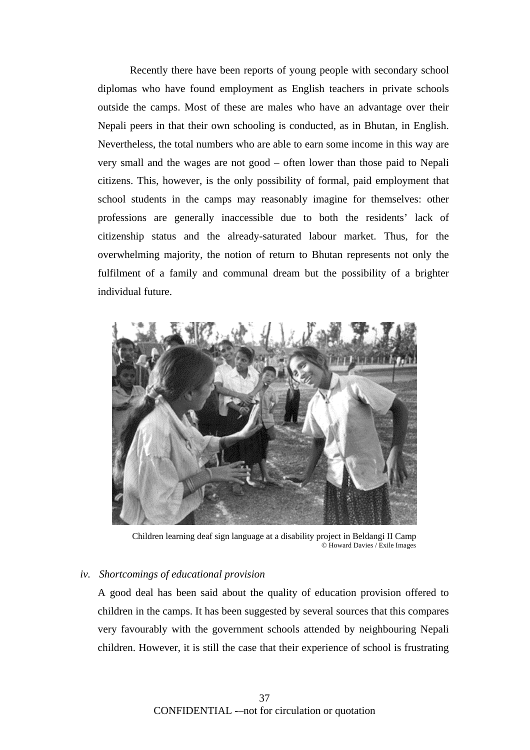Recently there have been reports of young people with secondary school diplomas who have found employment as English teachers in private schools outside the camps. Most of these are males who have an advantage over their Nepali peers in that their own schooling is conducted, as in Bhutan, in English. Nevertheless, the total numbers who are able to earn some income in this way are very small and the wages are not good – often lower than those paid to Nepali citizens. This, however, is the only possibility of formal, paid employment that school students in the camps may reasonably imagine for themselves: other professions are generally inaccessible due to both the residents' lack of citizenship status and the already-saturated labour market. Thus, for the overwhelming majority, the notion of return to Bhutan represents not only the fulfilment of a family and communal dream but the possibility of a brighter individual future.

Children learning deaf sign language at a disability project in Beldangi II Camp
© Howard Davies / Exile Images

*iv. Shortcomings of educational provision*

A good deal has been said about the quality of education provision offered to children in the camps. It has been suggested by several sources that this compares very favourably with the government schools attended by neighbouring Nepali children. However, it is still the case that their experience of school is frustrating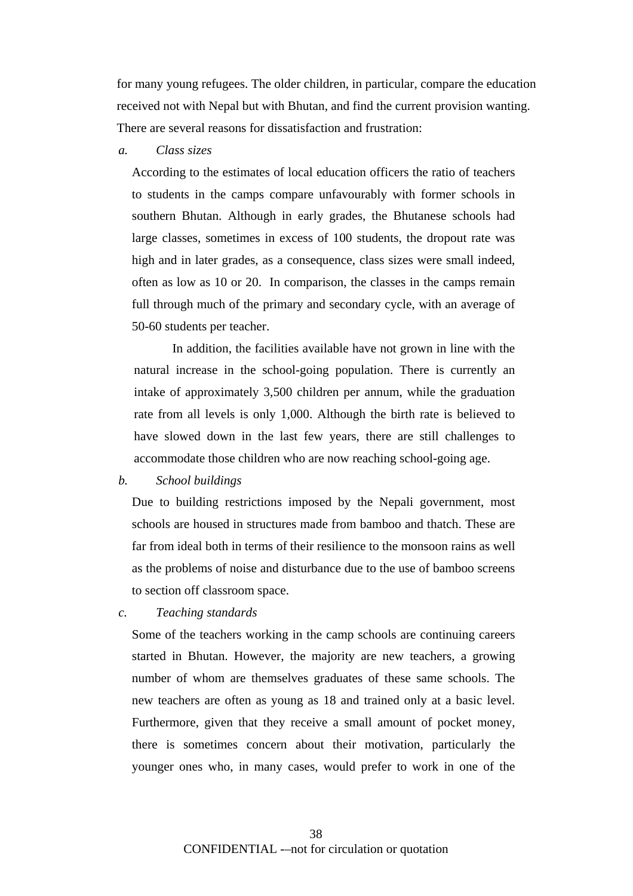for many young refugees. The older children, in particular, compare the education received not with Nepal but with Bhutan, and find the current provision wanting. There are several reasons for dissatisfaction and frustration:

*a.* *Class sizes*

According to the estimates of local education officers the ratio of teachers to students in the camps compare unfavourably with former schools in southern Bhutan. Although in early grades, the Bhutanese schools had large classes, sometimes in excess of 100 students, the dropout rate was high and in later grades, as a consequence, class sizes were small indeed, often as low as 10 or 20. In comparison, the classes in the camps remain full through much of the primary and secondary cycle, with an average of 50-60 students per teacher.

In addition, the facilities available have not grown in line with the natural increase in the school-going population. There is currently an intake of approximately 3,500 children per annum, while the graduation rate from all levels is only 1,000. Although the birth rate is believed to have slowed down in the last few years, there are still challenges to accommodate those children who are now reaching school-going age.

*b.* *School buildings*

Due to building restrictions imposed by the Nepali government, most schools are housed in structures made from bamboo and thatch. These are far from ideal both in terms of their resilience to the monsoon rains as well as the problems of noise and disturbance due to the use of bamboo screens to section off classroom space.

*c.* *Teaching standards*

Some of the teachers working in the camp schools are continuing careers started in Bhutan. However, the majority are new teachers, a growing number of whom are themselves graduates of these same schools. The new teachers are often as young as 18 and trained only at a basic level. Furthermore, given that they receive a small amount of pocket money, there is sometimes concern about their motivation, particularly the younger ones who, in many cases, would prefer to work in one of the

CONFIDENTIAL -–not for circulation or quotation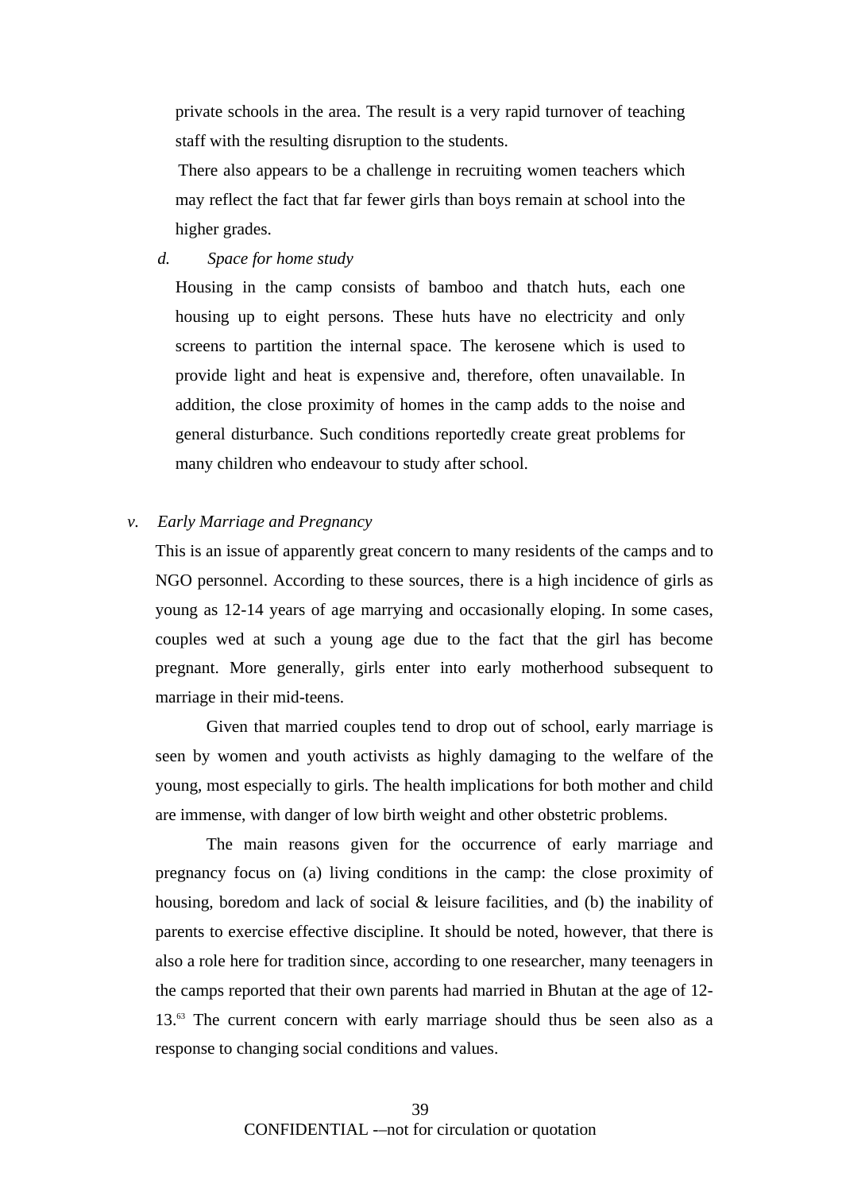private schools in the area. The result is a very rapid turnover of teaching staff with the resulting disruption to the students.

There also appears to be a challenge in recruiting women teachers which may reflect the fact that far fewer girls than boys remain at school into the higher grades.

*d. Space for home study*

Housing in the camp consists of bamboo and thatch huts, each one housing up to eight persons. These huts have no electricity and only screens to partition the internal space. The kerosene which is used to provide light and heat is expensive and, therefore, often unavailable. In addition, the close proximity of homes in the camp adds to the noise and general disturbance. Such conditions reportedly create great problems for many children who endeavour to study after school.

*v. Early Marriage and Pregnancy*

This is an issue of apparently great concern to many residents of the camps and to NGO personnel. According to these sources, there is a high incidence of girls as young as 12-14 years of age marrying and occasionally eloping. In some cases, couples wed at such a young age due to the fact that the girl has become pregnant. More generally, girls enter into early motherhood subsequent to marriage in their mid-teens.

Given that married couples tend to drop out of school, early marriage is seen by women and youth activists as highly damaging to the welfare of the young, most especially to girls. The health implications for both mother and child are immense, with danger of low birth weight and other obstetric problems.

The main reasons given for the occurrence of early marriage and pregnancy focus on (a) living conditions in the camp: the close proximity of housing, boredom and lack of social & leisure facilities, and (b) the inability of parents to exercise effective discipline. It should be noted, however, that there is also a role here for tradition since, according to one researcher, many teenagers in the camps reported that their own parents had married in Bhutan at the age of 12-13.[63] The current concern with early marriage should thus be seen also as a response to changing social conditions and values.

CONFIDENTIAL -–not for circulation or quotation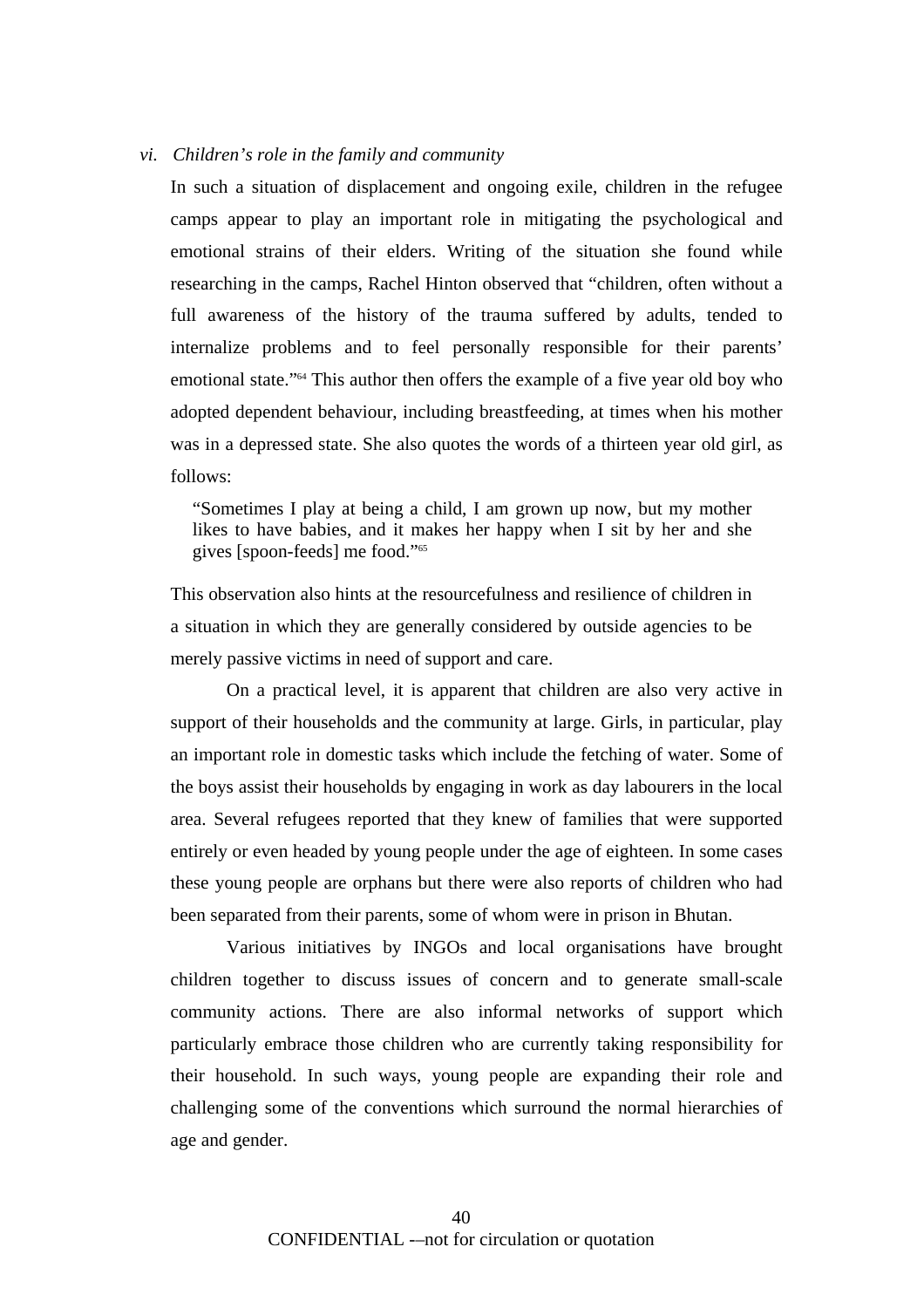*vi. Children's role in the family and community*

In such a situation of displacement and ongoing exile, children in the refugee camps appear to play an important role in mitigating the psychological and emotional strains of their elders. Writing of the situation she found while researching in the camps, Rachel Hinton observed that "children, often without a full awareness of the history of the trauma suffered by adults, tended to internalize problems and to feel personally responsible for their parents' emotional state."[64] This author then offers the example of a five year old boy who adopted dependent behaviour, including breastfeeding, at times when his mother was in a depressed state. She also quotes the words of a thirteen year old girl, as follows:

> "Sometimes I play at being a child, I am grown up now, but my mother likes to have babies, and it makes her happy when I sit by her and she gives [spoon-feeds] me food."[65]

This observation also hints at the resourcefulness and resilience of children in a situation in which they are generally considered by outside agencies to be merely passive victims in need of support and care.

On a practical level, it is apparent that children are also very active in support of their households and the community at large. Girls, in particular, play an important role in domestic tasks which include the fetching of water. Some of the boys assist their households by engaging in work as day labourers in the local area. Several refugees reported that they knew of families that were supported entirely or even headed by young people under the age of eighteen. In some cases these young people are orphans but there were also reports of children who had been separated from their parents, some of whom were in prison in Bhutan.

Various initiatives by INGOs and local organisations have brought children together to discuss issues of concern and to generate small-scale community actions. There are also informal networks of support which particularly embrace those children who are currently taking responsibility for their household. In such ways, young people are expanding their role and challenging some of the conventions which surround the normal hierarchies of age and gender.

CONFIDENTIAL -–not for circulation or quotation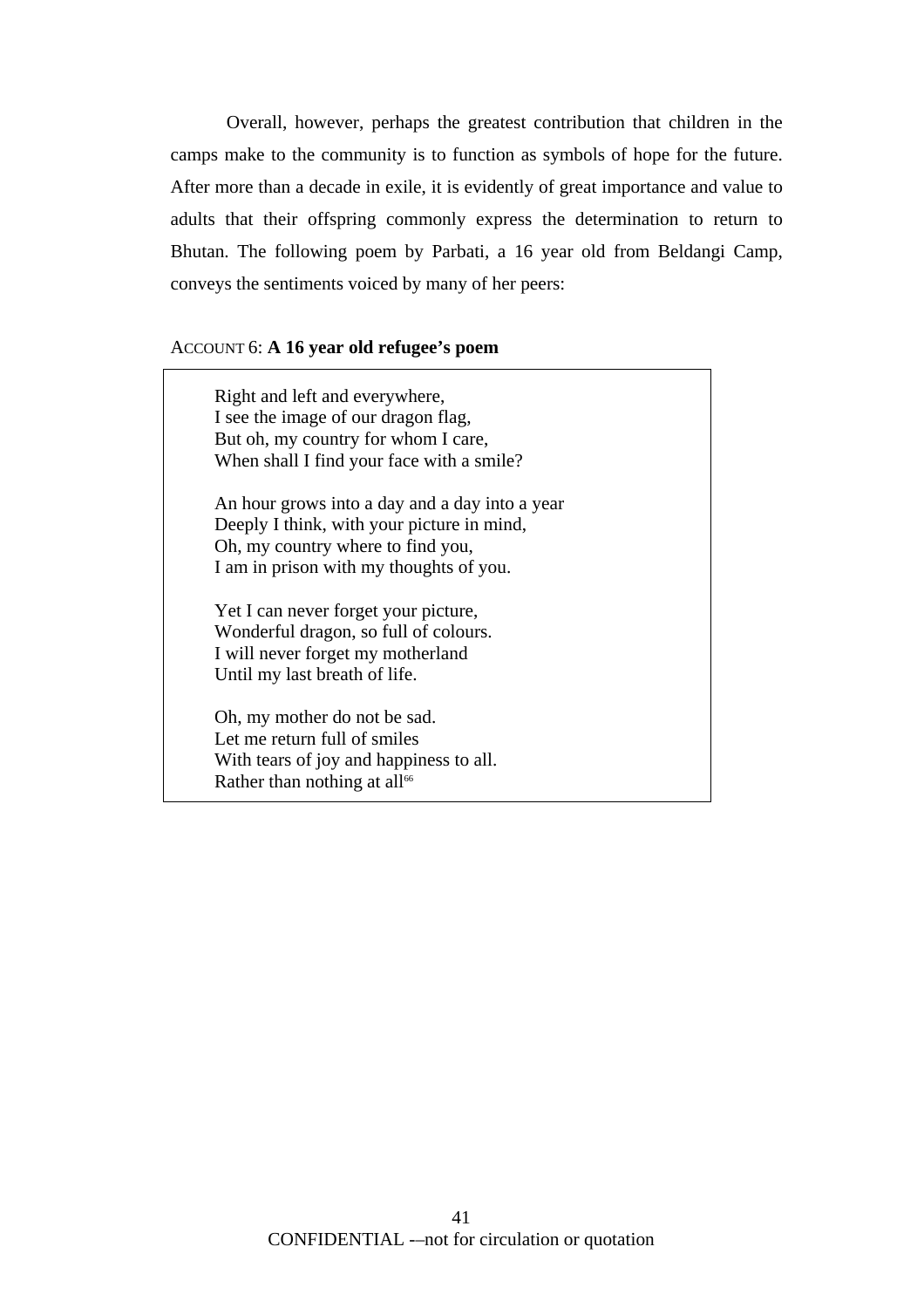Overall, however, perhaps the greatest contribution that children in the camps make to the community is to function as symbols of hope for the future. After more than a decade in exile, it is evidently of great importance and value to adults that their offspring commonly express the determination to return to Bhutan. The following poem by Parbati, a 16 year old from Beldangi Camp, conveys the sentiments voiced by many of her peers:

ACCOUNT 6: **A 16 year old refugee's poem**

> Right and left and everywhere,
> I see the image of our dragon flag,
> But oh, my country for whom I care,
> When shall I find your face with a smile?
>
> An hour grows into a day and a day into a year
> Deeply I think, with your picture in mind,
> Oh, my country where to find you,
> I am in prison with my thoughts of you.
>
> Yet I can never forget your picture,
> Wonderful dragon, so full of colours.
> I will never forget my motherland
> Until my last breath of life.
>
> Oh, my mother do not be sad.
> Let me return full of smiles
> With tears of joy and happiness to all.
> Rather than nothing at all[66]

CONFIDENTIAL -–not for circulation or quotation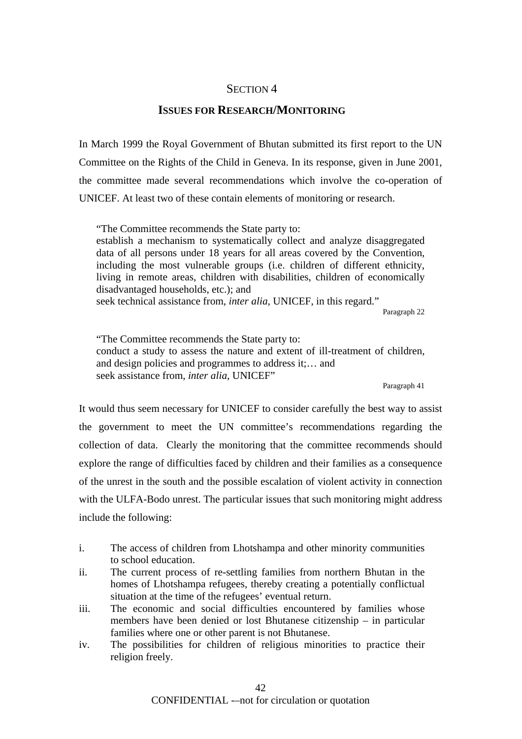## SECTION 4

## ISSUES FOR RESEARCH/MONITORING

In March 1999 the Royal Government of Bhutan submitted its first report to the UN Committee on the Rights of the Child in Geneva. In its response, given in June 2001, the committee made several recommendations which involve the co-operation of UNICEF. At least two of these contain elements of monitoring or research.

> "The Committee recommends the State party to:
> establish a mechanism to systematically collect and analyze disaggregated data of all persons under 18 years for all areas covered by the Convention, including the most vulnerable groups (i.e. children of different ethnicity, living in remote areas, children with disabilities, children of economically disadvantaged households, etc.); and
> seek technical assistance from, *inter alia*, UNICEF, in this regard."
>
> Paragraph 22

> "The Committee recommends the State party to:
> conduct a study to assess the nature and extent of ill-treatment of children, and design policies and programmes to address it;… and
> seek assistance from, *inter alia*, UNICEF"
>
> Paragraph 41

It would thus seem necessary for UNICEF to consider carefully the best way to assist the government to meet the UN committee's recommendations regarding the collection of data. Clearly the monitoring that the committee recommends should explore the range of difficulties faced by children and their families as a consequence of the unrest in the south and the possible escalation of violent activity in connection with the ULFA-Bodo unrest. The particular issues that such monitoring might address include the following:

i. The access of children from Lhotshampa and other minority communities to school education.
ii. The current process of re-settling families from northern Bhutan in the homes of Lhotshampa refugees, thereby creating a potentially conflictual situation at the time of the refugees' eventual return.
iii. The economic and social difficulties encountered by families whose members have been denied or lost Bhutanese citizenship – in particular families where one or other parent is not Bhutanese.
iv. The possibilities for children of religious minorities to practice their religion freely.

CONFIDENTIAL -–not for circulation or quotation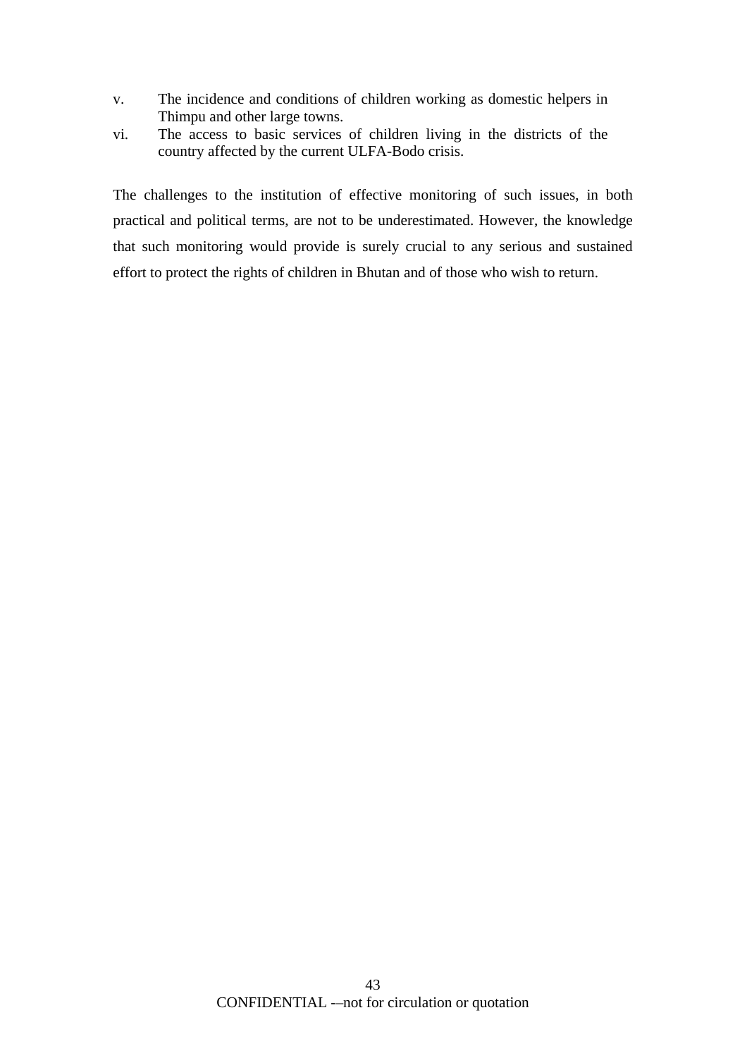v. The incidence and conditions of children working as domestic helpers in Thimpu and other large towns.
vi. The access to basic services of children living in the districts of the country affected by the current ULFA-Bodo crisis.

The challenges to the institution of effective monitoring of such issues, in both practical and political terms, are not to be underestimated. However, the knowledge that such monitoring would provide is surely crucial to any serious and sustained effort to protect the rights of children in Bhutan and of those who wish to return.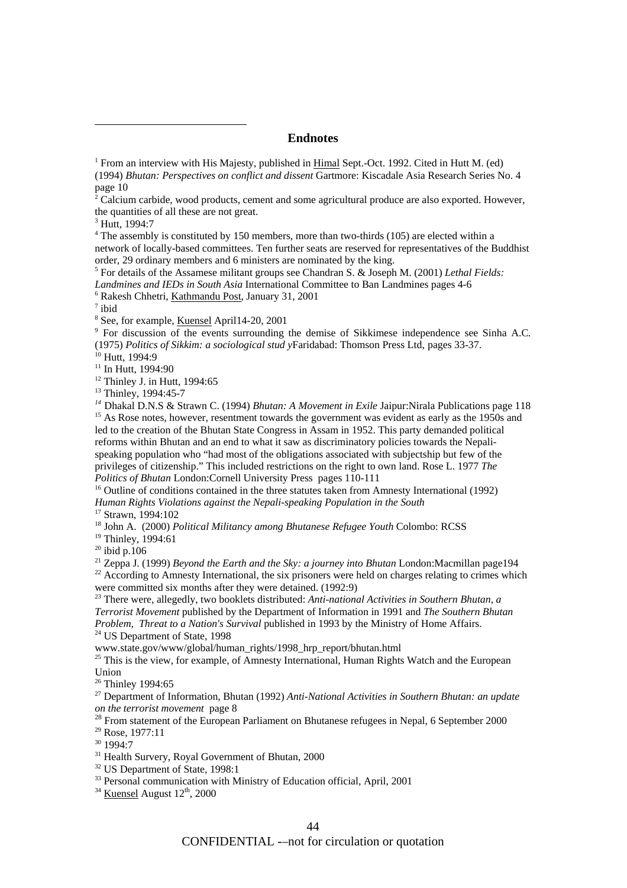## Endnotes

[1] From an interview with His Majesty, published in Himal Sept.-Oct. 1992. Cited in Hutt M. (ed) (1994) *Bhutan: Perspectives on conflict and dissent* Gartmore: Kiscadale Asia Research Series No. 4 page 10

[2] Calcium carbide, wood products, cement and some agricultural produce are also exported. However, the quantities of all these are not great.

[3] Hutt, 1994:7

[4] The assembly is constituted by 150 members, more than two-thirds (105) are elected within a network of locally-based committees. Ten further seats are reserved for representatives of the Buddhist order, 29 ordinary members and 6 ministers are nominated by the king.

[5] For details of the Assamese militant groups see Chandran S. & Joseph M. (2001) *Lethal Fields: Landmines and IEDs in South Asia* International Committee to Ban Landmines pages 4-6

[6] Rakesh Chhetri, Kathmandu Post, January 31, 2001

[7] ibid

[8] See, for example, Kuensel April14-20, 2001

[9] For discussion of the events surrounding the demise of Sikkimese independence see Sinha A.C. (1975) *Politics of Sikkim: a sociological stud y*Faridabad: Thomson Press Ltd, pages 33-37.

[10] Hutt, 1994:9

[11] In Hutt, 1994:90

[12] Thinley J. in Hutt, 1994:65

[13] Thinley, 1994:45-7

[14] Dhakal D.N.S & Strawn C. (1994) *Bhutan: A Movement in Exile* Jaipur:Nirala Publications page 118

[15] As Rose notes, however, resentment towards the government was evident as early as the 1950s and led to the creation of the Bhutan State Congress in Assam in 1952. This party demanded political reforms within Bhutan and an end to what it saw as discriminatory policies towards the Nepali-speaking population who "had most of the obligations associated with subjectship but few of the privileges of citizenship." This included restrictions on the right to own land. Rose L. 1977 *The Politics of Bhutan* London:Cornell University Press pages 110-111

[16] Outline of conditions contained in the three statutes taken from Amnesty International (1992) *Human Rights Violations against the Nepali-speaking Population in the South*

[17] Strawn, 1994:102

[18] John A. (2000) *Political Militancy among Bhutanese Refugee Youth* Colombo: RCSS

[19] Thinley, 1994:61

[20] ibid p.106

[21] Zeppa J. (1999) *Beyond the Earth and the Sky: a journey into Bhutan* London:Macmillan page194

[22] According to Amnesty International, the six prisoners were held on charges relating to crimes which were committed six months after they were detained. (1992:9)

[23] There were, allegedly, two booklets distributed: *Anti-national Activities in Southern Bhutan, a Terrorist Movement* published by the Department of Information in 1991 and *The Southern Bhutan Problem, Threat to a Nation's Survival* published in 1993 by the Ministry of Home Affairs.

[24] US Department of State, 1998 www.state.gov/www/global/human_rights/1998_hrp_report/bhutan.html

[25] This is the view, for example, of Amnesty International, Human Rights Watch and the European Union

[26] Thinley 1994:65

[27] Department of Information, Bhutan (1992) *Anti-National Activities in Southern Bhutan: an update on the terrorist movement* page 8

[28] From statement of the European Parliament on Bhutanese refugees in Nepal, 6 September 2000

[29] Rose, 1977:11

[30] 1994:7

[31] Health Survery, Royal Government of Bhutan, 2000

[32] US Department of State, 1998:1

[33] Personal communication with Ministry of Education official, April, 2001

[34] Kuensel August 12th, 2000

CONFIDENTIAL -–not for circulation or quotation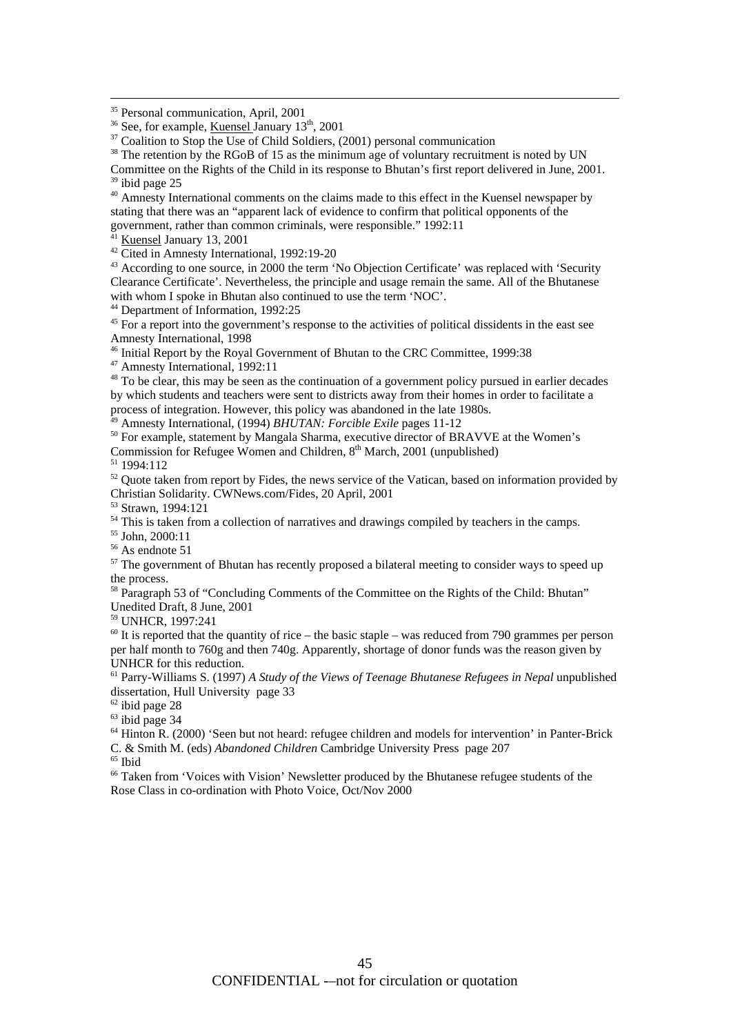[35] Personal communication, April, 2001

[36] See, for example, Kuensel January 13th, 2001

[37] Coalition to Stop the Use of Child Soldiers, (2001) personal communication

[38] The retention by the RGoB of 15 as the minimum age of voluntary recruitment is noted by UN Committee on the Rights of the Child in its response to Bhutan's first report delivered in June, 2001.

[39] ibid page 25

[40] Amnesty International comments on the claims made to this effect in the Kuensel newspaper by stating that there was an "apparent lack of evidence to confirm that political opponents of the government, rather than common criminals, were responsible." 1992:11

[41] Kuensel January 13, 2001

[42] Cited in Amnesty International, 1992:19-20

[43] According to one source, in 2000 the term 'No Objection Certificate' was replaced with 'Security Clearance Certificate'. Nevertheless, the principle and usage remain the same. All of the Bhutanese with whom I spoke in Bhutan also continued to use the term 'NOC'.

[44] Department of Information, 1992:25

[45] For a report into the government's response to the activities of political dissidents in the east see Amnesty International, 1998

[46] Initial Report by the Royal Government of Bhutan to the CRC Committee, 1999:38

[47] Amnesty International, 1992:11

[48] To be clear, this may be seen as the continuation of a government policy pursued in earlier decades by which students and teachers were sent to districts away from their homes in order to facilitate a process of integration. However, this policy was abandoned in the late 1980s.

[49] Amnesty International, (1994) *BHUTAN: Forcible Exile* pages 11-12

[50] For example, statement by Mangala Sharma, executive director of BRAVVE at the Women's Commission for Refugee Women and Children, 8th March, 2001 (unpublished)

[51] 1994:112

[52] Quote taken from report by Fides, the news service of the Vatican, based on information provided by Christian Solidarity. CWNews.com/Fides, 20 April, 2001

[53] Strawn, 1994:121

[54] This is taken from a collection of narratives and drawings compiled by teachers in the camps.

[55] John, 2000:11

[56] As endnote 51

[57] The government of Bhutan has recently proposed a bilateral meeting to consider ways to speed up the process.

[58] Paragraph 53 of "Concluding Comments of the Committee on the Rights of the Child: Bhutan" Unedited Draft, 8 June, 2001

[59] UNHCR, 1997:241

[60] It is reported that the quantity of rice – the basic staple – was reduced from 790 grammes per person per half month to 760g and then 740g. Apparently, shortage of donor funds was the reason given by UNHCR for this reduction.

[61] Parry-Williams S. (1997) *A Study of the Views of Teenage Bhutanese Refugees in Nepal* unpublished dissertation, Hull University page 33

[62] ibid page 28

[63] ibid page 34

[64] Hinton R. (2000) 'Seen but not heard: refugee children and models for intervention' in Panter-Brick C. & Smith M. (eds) *Abandoned Children* Cambridge University Press page 207

[65] Ibid

[66] Taken from 'Voices with Vision' Newsletter produced by the Bhutanese refugee students of the Rose Class in co-ordination with Photo Voice, Oct/Nov 2000

CONFIDENTIAL -–not for circulation or quotation